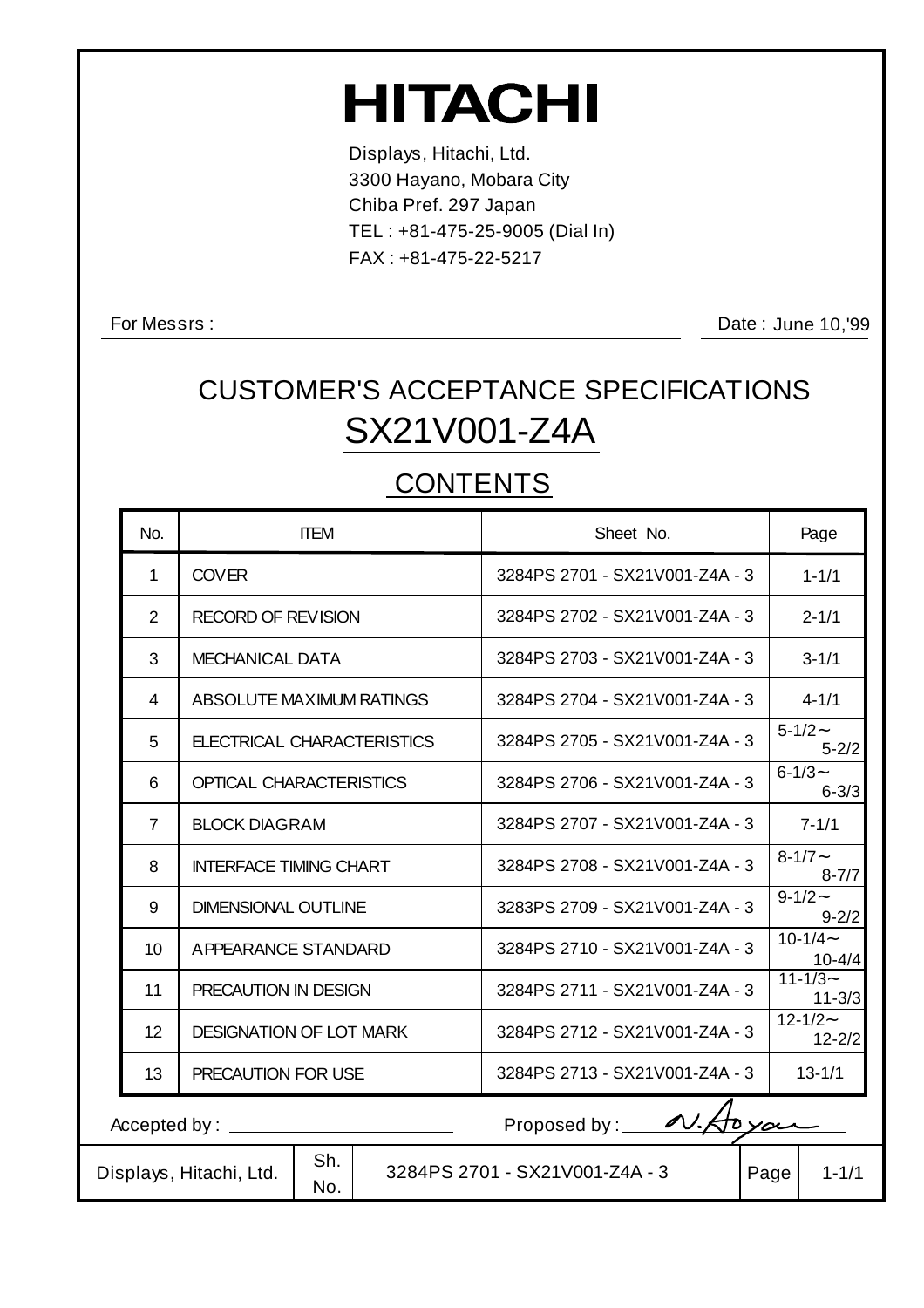# HITACHI

Displays, Hitachi, Ltd.
3300 Hayano, Mobara City
Chiba Pref. 297 Japan
TEL : +81-475-25-9005 (Dial In)
FAX : +81-475-22-5217

For Messrs :

Date : June 10,'99

## CUSTOMER'S ACCEPTANCE SPECIFICATIONS

## SX21V001-Z4A

## CONTENTS

| No. | ITEM | Sheet No. | Page |
|---|---|---|---|
| 1 | COVER | 3284PS 2701 - SX21V001-Z4A - 3 | 1-1/1 |
| 2 | RECORD OF REVISION | 3284PS 2702 - SX21V001-Z4A - 3 | 2-1/1 |
| 3 | MECHANICAL DATA | 3284PS 2703 - SX21V001-Z4A - 3 | 3-1/1 |
| 4 | ABSOLUTE MAXIMUM RATINGS | 3284PS 2704 - SX21V001-Z4A - 3 | 4-1/1 |
| 5 | ELECTRICAL CHARACTERISTICS | 3284PS 2705 - SX21V001-Z4A - 3 | 5-1/2～ 5-2/2 |
| 6 | OPTICAL CHARACTERISTICS | 3284PS 2706 - SX21V001-Z4A - 3 | 6-1/3～ 6-3/3 |
| 7 | BLOCK DIAGRAM | 3284PS 2707 - SX21V001-Z4A - 3 | 7-1/1 |
| 8 | INTERFACE TIMING CHART | 3284PS 2708 - SX21V001-Z4A - 3 | 8-1/7～ 8-7/7 |
| 9 | DIMENSIONAL OUTLINE | 3283PS 2709 - SX21V001-Z4A - 3 | 9-1/2～ 9-2/2 |
| 10 | APPEARANCE STANDARD | 3284PS 2710 - SX21V001-Z4A - 3 | 10-1/4～ 10-4/4 |
| 11 | PRECAUTION IN DESIGN | 3284PS 2711 - SX21V001-Z4A - 3 | 11-1/3～ 11-3/3 |
| 12 | DESIGNATION OF LOT MARK | 3284PS 2712 - SX21V001-Z4A - 3 | 12-1/2～ 12-2/2 |
| 13 | PRECAUTION FOR USE | 3284PS 2713 - SX21V001-Z4A - 3 | 13-1/1 |

Accepted by : ______________________

Proposed by : N.Aoyama

| Displays, Hitachi, Ltd. | Sh. No. | 3284PS 2701 - SX21V001-Z4A - 3 | Page | 1-1/1 |
|---|---|---|---|---|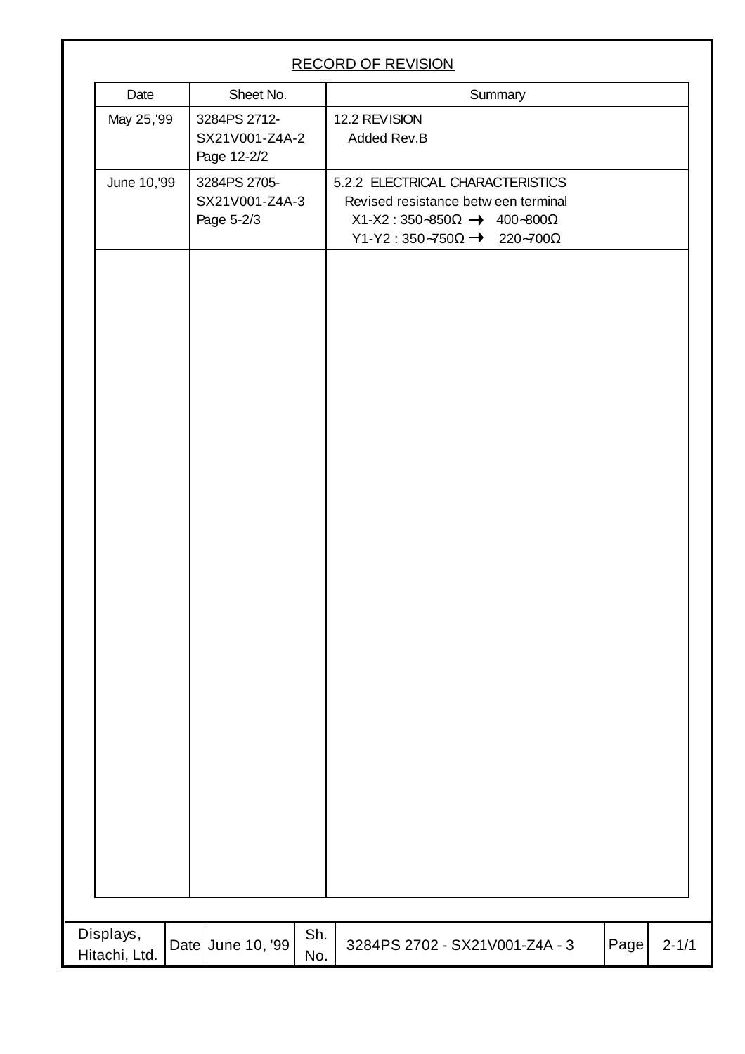## RECORD OF REVISION

| Date | Sheet No. | Summary |
|---|---|---|
| May 25,'99 | 3284PS 2712-<br>SX21V001-Z4A-2<br>Page 12-2/2 | 12.2 REVISION<br>Added Rev.B |
| June 10,'99 | 3284PS 2705-<br>SX21V001-Z4A-3<br>Page 5-2/3 | 5.2.2 ELECTRICAL CHARACTERISTICS<br>Revised resistance between terminal<br>X1-X2 : 350~850Ω → 400~800Ω<br>Y1-Y2 : 350~750Ω → 220~700Ω |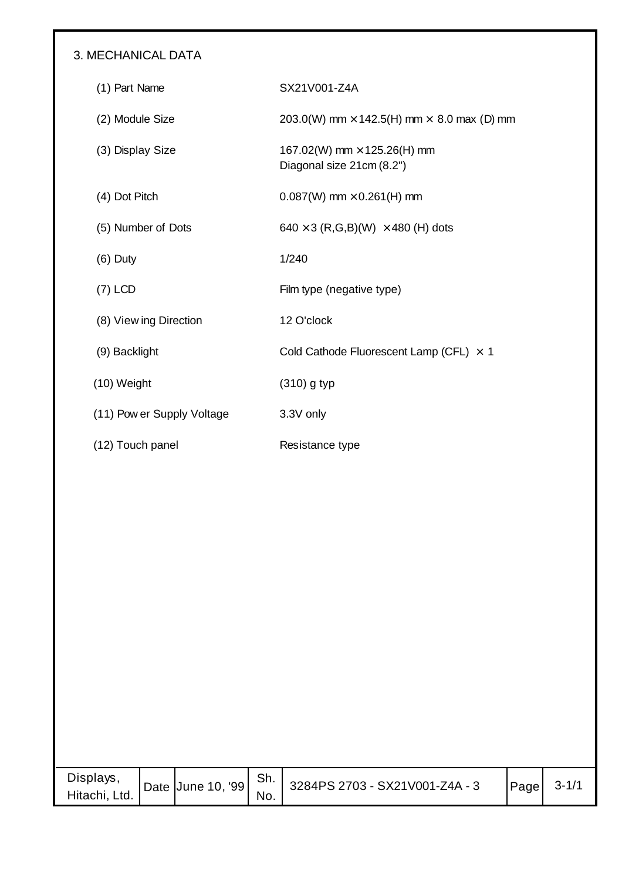## 3. MECHANICAL DATA

| | |
|---|---|
| (1) Part Name | SX21V001-Z4A |
| (2) Module Size | 203.0(W) mm × 142.5(H) mm × 8.0 max (D) mm |
| (3) Display Size | 167.02(W) mm × 125.26(H) mm<br>Diagonal size 21cm (8.2") |
| (4) Dot Pitch | 0.087(W) mm × 0.261(H) mm |
| (5) Number of Dots | 640 × 3 (R,G,B)(W) × 480 (H) dots |
| (6) Duty | 1/240 |
| (7) LCD | Film type (negative type) |
| (8) Viewing Direction | 12 O'clock |
| (9) Backlight | Cold Cathode Fluorescent Lamp (CFL) × 1 |
| (10) Weight | (310) g typ |
| (11) Power Supply Voltage | 3.3V only |
| (12) Touch panel | Resistance type |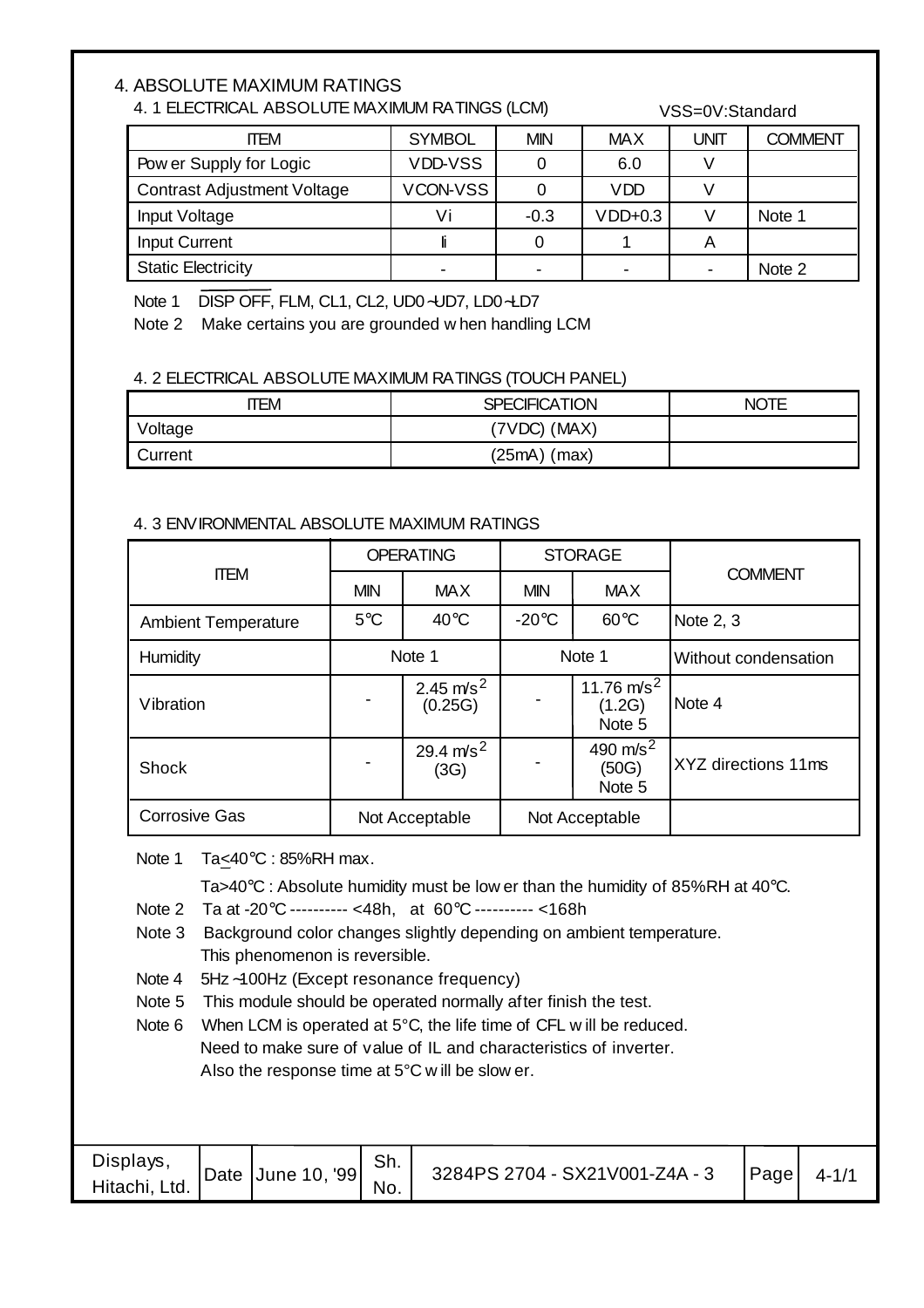# 4. ABSOLUTE MAXIMUM RATINGS

## 4. 1 ELECTRICAL ABSOLUTE MAXIMUM RATINGS (LCM)

VSS=0V:Standard

| ITEM | SYMBOL | MIN | MAX | UNIT | COMMENT |
|---|---|---|---|---|---|
| Power Supply for Logic | VDD-VSS | 0 | 6.0 | V | |
| Contrast Adjustment Voltage | VCON-VSS | 0 | VDD | V | |
| Input Voltage | Vi | -0.3 | VDD+0.3 | V | Note 1 |
| Input Current | Ii | 0 | 1 | A | |
| Static Electricity | - | - | - | - | Note 2 |

Note 1 $\overline{\text{DISP OFF}}$, FLM, CL1, CL2, UD0~UD7, LD0~LD7

Note 2 Make certains you are grounded when handling LCM

## 4. 2 ELECTRICAL ABSOLUTE MAXIMUM RATINGS (TOUCH PANEL)

| ITEM | SPECIFICATION | NOTE |
|---|---|---|
| Voltage | (7VDC) (MAX) | |
| Current | (25mA) (max) | |

## 4. 3 ENVIRONMENTAL ABSOLUTE MAXIMUM RATINGS

| ITEM | OPERATING | | STORAGE | | COMMENT |
|---|---|---|---|---|---|
| | MIN | MAX | MIN | MAX | |
| Ambient Temperature | 5°C | 40°C | -20°C | 60°C | Note 2, 3 |
| Humidity | Note 1 | | Note 1 | | Without condensation |
| Vibration | - | 2.45 $m/s^2$ (0.25G) | - | 11.76 $m/s^2$ (1.2G) Note 5 | Note 4 |
| Shock | - | 29.4 $m/s^2$ (3G) | - | 490 $m/s^2$ (50G) Note 5 | XYZ directions 11ms |
| Corrosive Gas | Not Acceptable | | Not Acceptable | | |

Note 1 Ta≤40°C : 85%RH max.

Ta>40°C : Absolute humidity must be lower than the humidity of 85%RH at 40°C.

Note 2 Ta at -20°C ---------- <48h, at 60°C ---------- <168h

Note 3 Background color changes slightly depending on ambient temperature. This phenomenon is reversible.

Note 4 5Hz~100Hz (Except resonance frequency)

Note 5 This module should be operated normally after finish the test.

Note 6 When LCM is operated at 5°C, the life time of CFL will be reduced. Need to make sure of value of IL and characteristics of inverter. Also the response time at 5°C will be slower.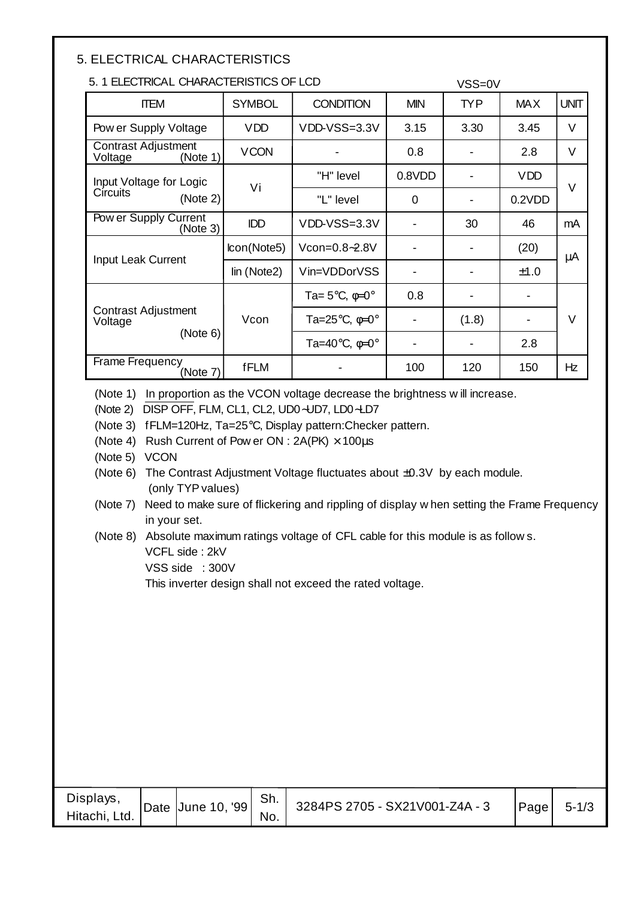## 5. ELECTRICAL CHARACTERISTICS

### 5. 1 ELECTRICAL CHARACTERISTICS OF LCD

VSS=0V

| ITEM | SYMBOL | CONDITION | MIN | TYP | MAX | UNIT |
|---|---|---|---|---|---|---|
| Power Supply Voltage | VDD | VDD-VSS=3.3V | 3.15 | 3.30 | 3.45 | V |
| Contrast Adjustment Voltage (Note 1) | VCON | - | 0.8 | - | 2.8 | V |
| Input Voltage for Logic Circuits (Note 2) | Vi | "H" level | 0.8VDD | - | VDD | V |
| | | "L" level | 0 | - | 0.2VDD | |
| Power Supply Current (Note 3) | IDD | VDD-VSS=3.3V | - | 30 | 46 | mA |
| Input Leak Current | Icon(Note5) | Vcon=0.8~2.8V | - | - | (20) | μA |
| | Iin (Note2) | Vin=VDDorVSS | - | - | ±1.0 | |
| Contrast Adjustment Voltage (Note 6) | Vcon | Ta= 5℃, φ=0° | 0.8 | - | - | V |
| | | Ta=25℃, φ=0° | - | (1.8) | - | |
| | | Ta=40℃, φ=0° | - | - | 2.8 | |
| Frame Frequency (Note 7) | fFLM | - | 100 | 120 | 150 | Hz |

(Note 1) In proportion as the VCON voltage decrease the brightness will increase.

(Note 2) DISP OFF, FLM, CL1, CL2, UD0~UD7, LD0~LD7

(Note 3) fFLM=120Hz, Ta=25℃, Display pattern:Checker pattern.

(Note 4) Rush Current of Power ON : 2A(PK) × 100μs

(Note 5) VCON

(Note 6) The Contrast Adjustment Voltage fluctuates about ±0.3V by each module. (only TYP values)

(Note 7) Need to make sure of flickering and rippling of display when setting the Frame Frequency in your set.

(Note 8) Absolute maximum ratings voltage of CFL cable for this module is as follows.
VCFL side : 2kV
VSS side : 300V
This inverter design shall not exceed the rated voltage.

| Displays, Hitachi, Ltd. | Date | June 10, '99 | Sh. No. | 3284PS 2705 - SX21V001-Z4A - 3 | Page | 5-1/3 |
|---|---|---|---|---|---|---|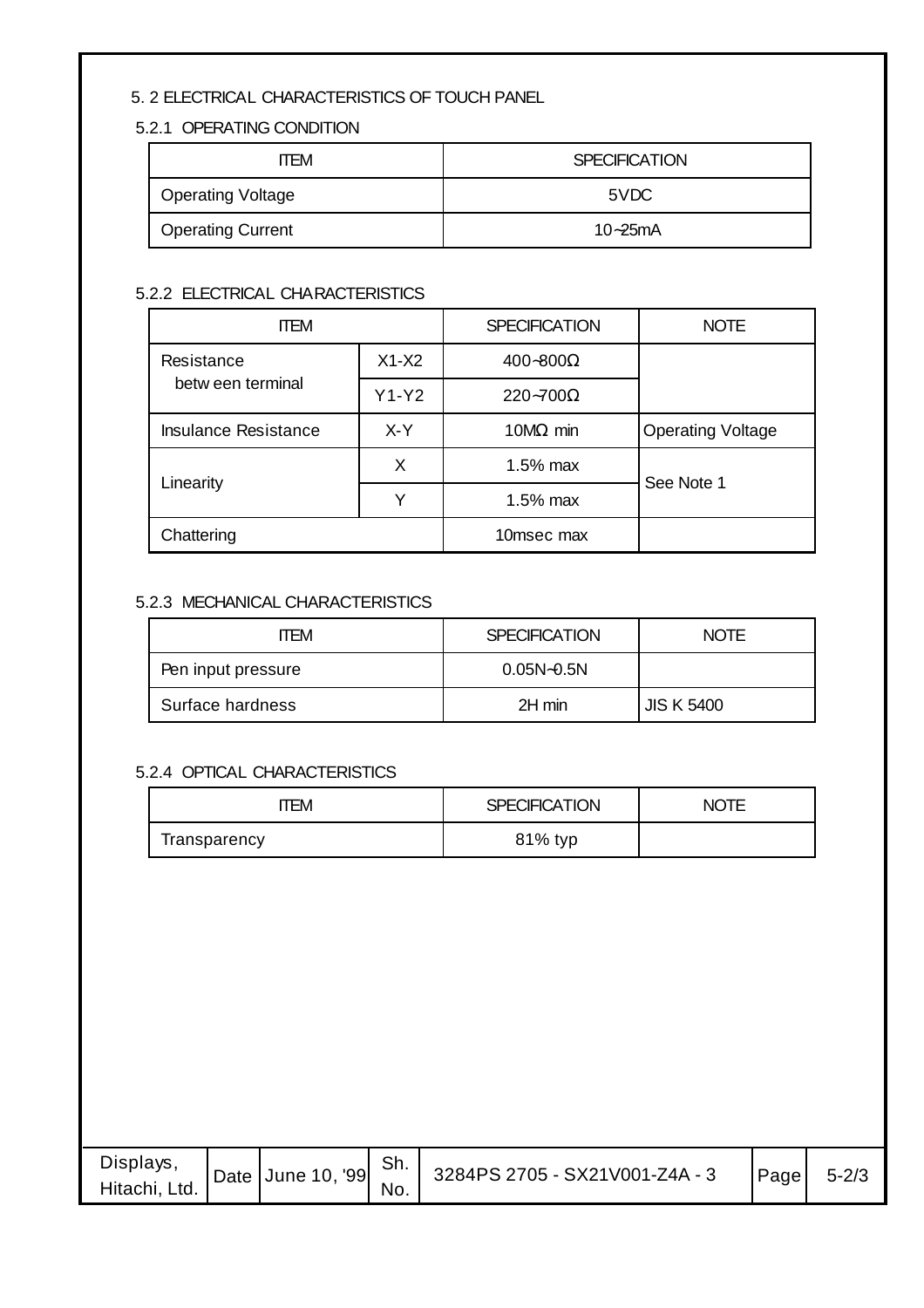## 5. 2 ELECTRICAL CHARACTERISTICS OF TOUCH PANEL

### 5.2.1 OPERATING CONDITION

| ITEM | SPECIFICATION |
|---|---|
| Operating Voltage | 5VDC |
| Operating Current | 10~25mA |

### 5.2.2 ELECTRICAL CHARACTERISTICS

| ITEM | | SPECIFICATION | NOTE |
|---|---|---|---|
| Resistance between terminal | X1-X2 | 400~800Ω | |
| | Y1-Y2 | 220~700Ω | |
| Insulance Resistance | X-Y | 10MΩ min | Operating Voltage |
| Linearity | X | 1.5% max | See Note 1 |
| | Y | 1.5% max | |
| Chattering | | 10msec max | |

### 5.2.3 MECHANICAL CHARACTERISTICS

| ITEM | SPECIFICATION | NOTE |
|---|---|---|
| Pen input pressure | 0.05N~0.5N | |
| Surface hardness | 2H min | JIS K 5400 |

### 5.2.4 OPTICAL CHARACTERISTICS

| ITEM | SPECIFICATION | NOTE |
|---|---|---|
| Transparency | 81% typ | |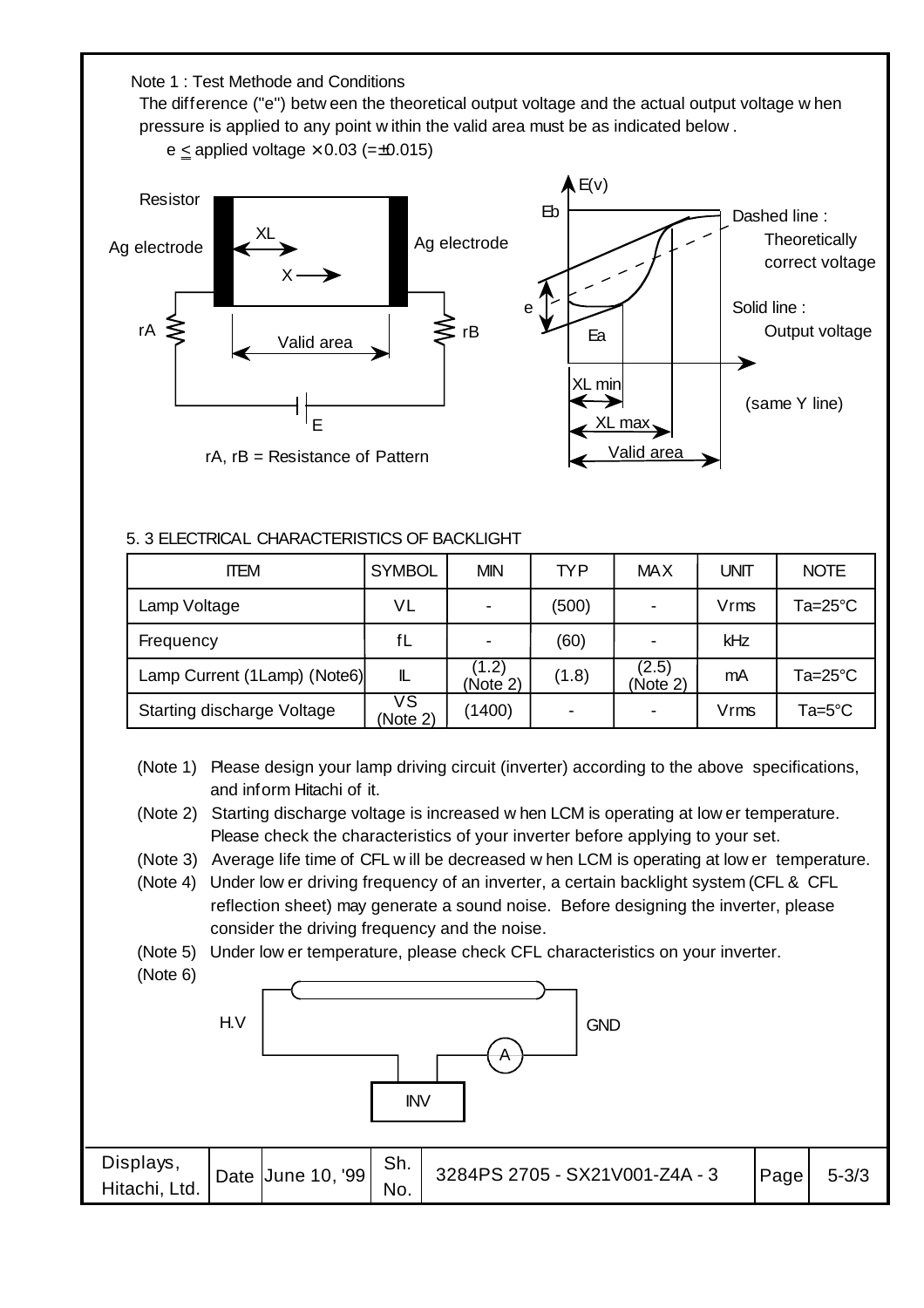Note 1 : Test Methode and Conditions

The difference ("e") between the theoretical output voltage and the actual output voltage when pressure is applied to any point within the valid area must be as indicated below.

$e \leq$ applied voltage $\times$ 0.03 (=±0.015)

Resistor

Ag electrode — XL — X → — Ag electrode

rA — Valid area — rB

E

rA, rB = Resistance of Pattern

E(v)

Eb

Dashed line : Theoretically correct voltage

Solid line : Output voltage

e

Ea

XL min

XL max

Valid area

(same Y line)

5. 3 ELECTRICAL CHARACTERISTICS OF BACKLIGHT

| ITEM | SYMBOL | MIN | TYP | MAX | UNIT | NOTE |
|---|---|---|---|---|---|---|
| Lamp Voltage | VL | - | (500) | - | Vrms | Ta=25°C |
| Frequency | fL | - | (60) | - | kHz | |
| Lamp Current (1Lamp) (Note6) | IL | (1.2) (Note 2) | (1.8) | (2.5) (Note 2) | mA | Ta=25°C |
| Starting discharge Voltage | VS (Note 2) | (1400) | - | - | Vrms | Ta=5°C |

(Note 1) Please design your lamp driving circuit (inverter) according to the above specifications, and inform Hitachi of it.

(Note 2) Starting discharge voltage is increased when LCM is operating at lower temperature. Please check the characteristics of your inverter before applying to your set.

(Note 3) Average life time of CFL will be decreased when LCM is operating at lower temperature.

(Note 4) Under lower driving frequency of an inverter, a certain backlight system (CFL & CFL reflection sheet) may generate a sound noise. Before designing the inverter, please consider the driving frequency and the noise.

(Note 5) Under lower temperature, please check CFL characteristics on your inverter.

(Note 6)

H.V — GND — A — INV

| Displays, Hitachi, Ltd. | Date | June 10, '99 | Sh. No. | 3284PS 2705 - SX21V001-Z4A - 3 | Page | 5-3/3 |
|---|---|---|---|---|---|---|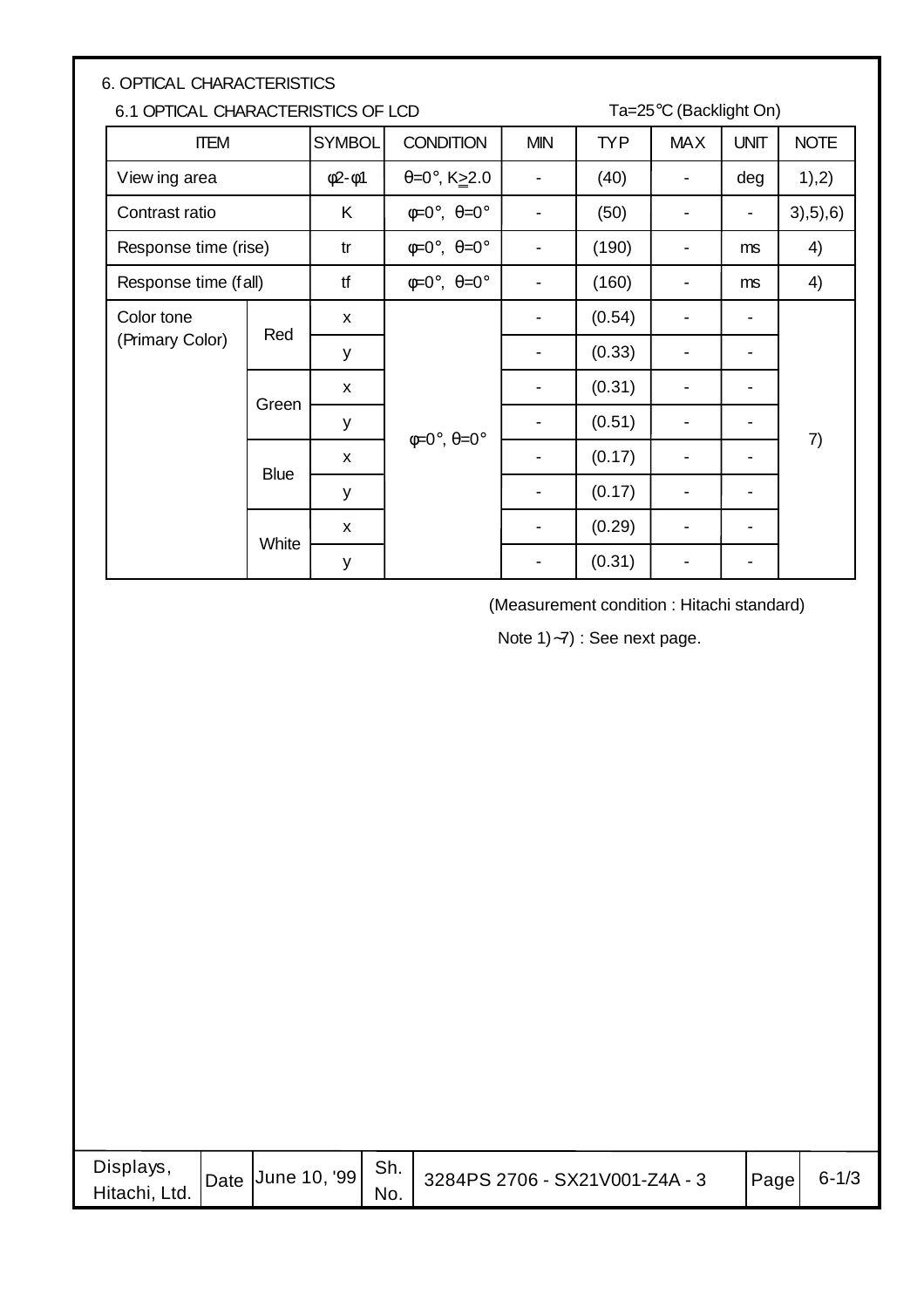## 6. OPTICAL CHARACTERISTICS

### 6.1 OPTICAL CHARACTERISTICS OF LCD

Ta=25°C (Backlight On)

| ITEM | | SYMBOL | CONDITION | MIN | TYP | MAX | UNIT | NOTE |
|---|---|---|---|---|---|---|---|---|
| Viewing area | | φ2-φ1 | θ=0°, K≥2.0 | - | (40) | - | deg | 1),2) |
| Contrast ratio | | K | φ=0°, θ=0° | - | (50) | - | - | 3),5),6) |
| Response time (rise) | | tr | φ=0°, θ=0° | - | (190) | - | ms | 4) |
| Response time (fall) | | tf | φ=0°, θ=0° | - | (160) | - | ms | 4) |
| Color tone (Primary Color) | Red | x | φ=0°, θ=0° | - | (0.54) | - | - | 7) |
| | | y | | - | (0.33) | - | - | |
| | Green | x | | - | (0.31) | - | - | |
| | | y | | - | (0.51) | - | - | |
| | Blue | x | | - | (0.17) | - | - | |
| | | y | | - | (0.17) | - | - | |
| | White | x | | - | (0.29) | - | - | |
| | | y | | - | (0.31) | - | - | |

(Measurement condition : Hitachi standard)

Note 1)~7) : See next page.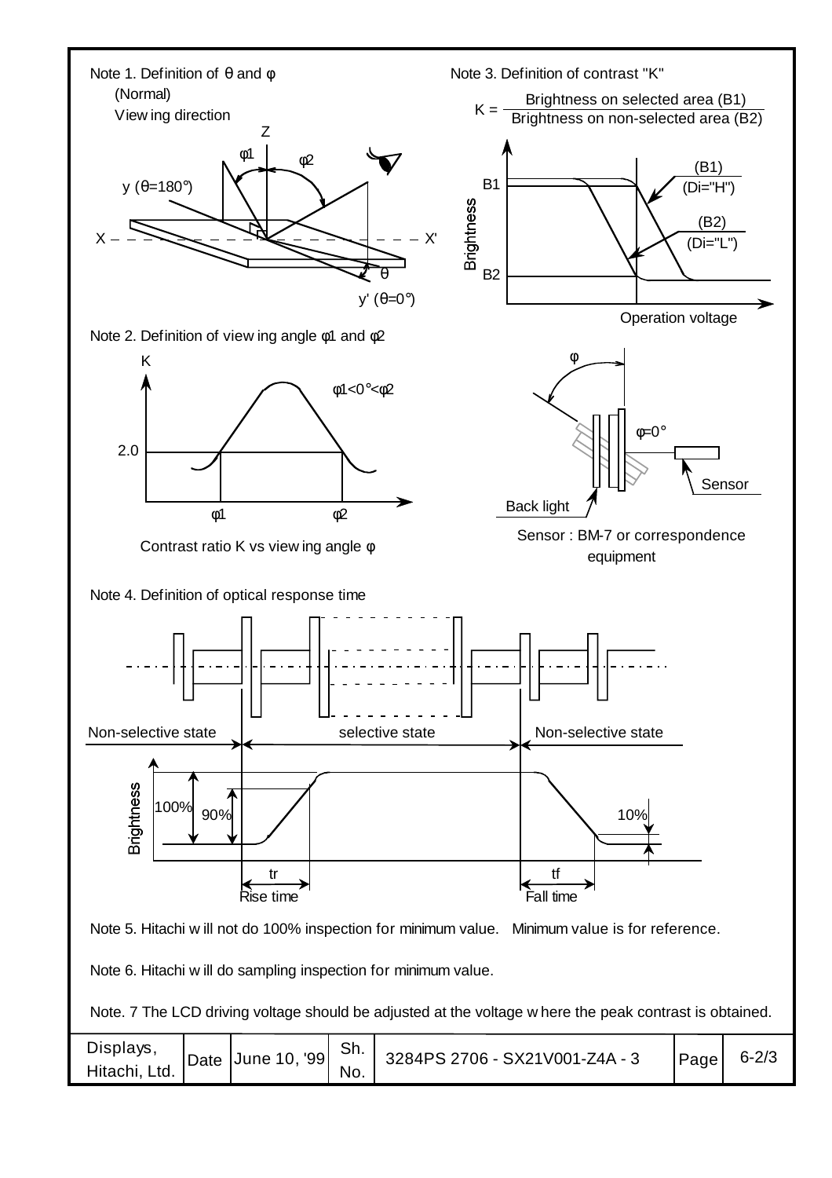Note 1. Definition of θ and φ

(Normal)

Viewing direction

Z, φ1, φ2, y (θ=180°), X, X', θ, y' (θ=0°)

Note 3. Definition of contrast "K"

$$K = \frac{\text{Brightness on selected area (B1)}}{\text{Brightness on non-selected area (B2)}}$$

Brightness, B1, B2, (B1) (Di="H"), (B2) (Di="L"), Operation voltage

Note 2. Definition of viewing angle φ1 and φ2

K, 2.0, φ1<0°<φ2, φ1, φ2

Contrast ratio K vs viewing angle φ

φ, φ=0°, Back light, Sensor

Sensor : BM-7 or correspondence equipment

Note 4. Definition of optical response time

Non-selective state, selective state, Non-selective state

Brightness, 100%, 90%, 10%, tr Rise time, tf Fall time

Note 5. Hitachi will not do 100% inspection for minimum value. Minimum value is for reference.

Note 6. Hitachi will do sampling inspection for minimum value.

Note. 7 The LCD driving voltage should be adjusted at the voltage where the peak contrast is obtained.

| Displays, Hitachi, Ltd. | Date | June 10, '99 | Sh. No. | 3284PS 2706 - SX21V001-Z4A - 3 | Page | 6-2/3 |
|---|---|---|---|---|---|---|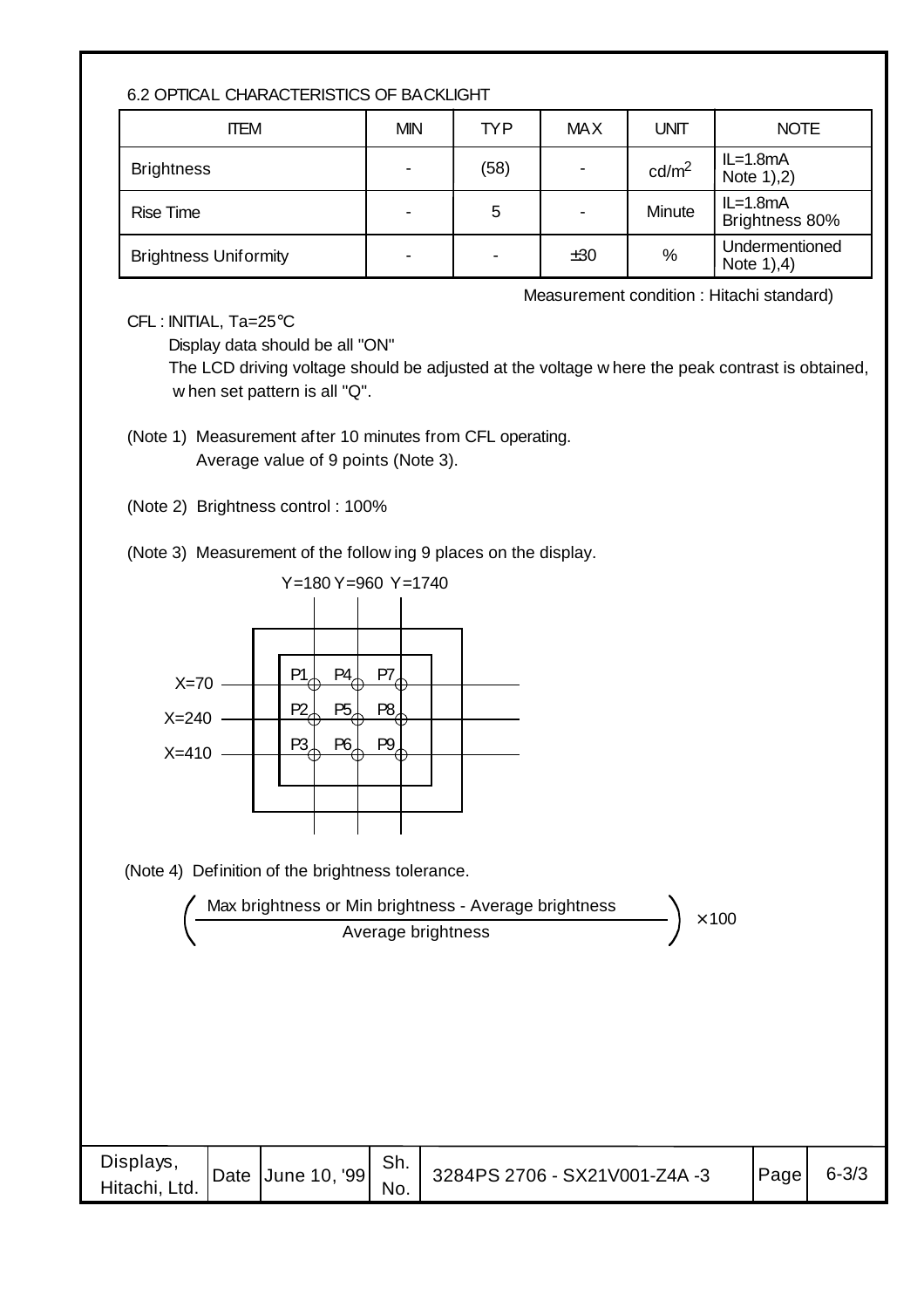6.2 OPTICAL CHARACTERISTICS OF BACKLIGHT

| ITEM | MIN | TYP | MAX | UNIT | NOTE |
|---|---|---|---|---|---|
| Brightness | - | (58) | - | $cd/m^2$ | IL=1.8mA Note 1),2) |
| Rise Time | - | 5 | - | Minute | IL=1.8mA Brightness 80% |
| Brightness Uniformity | - | - | ±30 | % | Undermentioned Note 1),4) |

Measurement condition : Hitachi standard)

CFL : INITIAL, Ta=25°C

Display data should be all "ON"

The LCD driving voltage should be adjusted at the voltage where the peak contrast is obtained, when set pattern is all "Q".

(Note 1) Measurement after 10 minutes from CFL operating.
Average value of 9 points (Note 3).

(Note 2) Brightness control : 100%

(Note 3) Measurement of the following 9 places on the display.

Y=180 Y=960 Y=1740

X=70: P1, P4, P7

X=240: P2, P5, P8

X=410: P3, P6, P9

(Note 4) Definition of the brightness tolerance.

$$\left( \frac{\text{Max brightness or Min brightness - Average brightness}}{\text{Average brightness}} \right) \times 100$$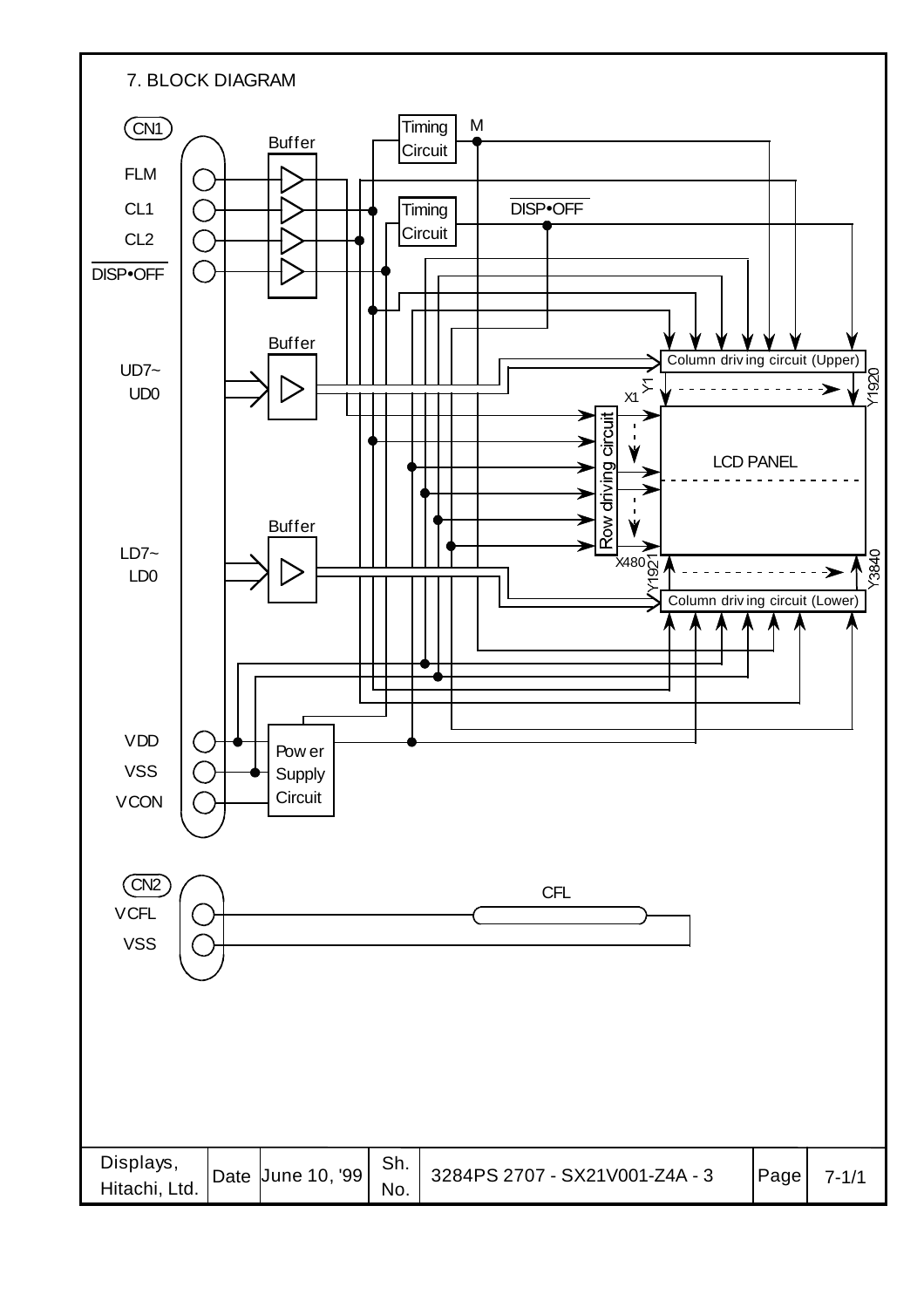## 7. BLOCK DIAGRAM

CN1: FLM, CL1, CL2, $\overline{DISP \bullet OFF}$, UD7~UD0, LD7~LD0, VDD, VSS, VCON

Buffer, Timing Circuit, M, Timing Circuit, $\overline{DISP \bullet OFF}$, Buffer, Buffer, Power Supply Circuit

Column driving circuit (Upper), Y1, Y1920, X1, Row driving circuit, LCD PANEL, X480, Y1921, Y3840, Column driving circuit (Lower)

CN2: VCFL, VSS

CFL

| Displays, Hitachi, Ltd. | Date | June 10, '99 | Sh. No. | 3284PS 2707 - SX21V001-Z4A - 3 | Page | 7-1/1 |
|---|---|---|---|---|---|---|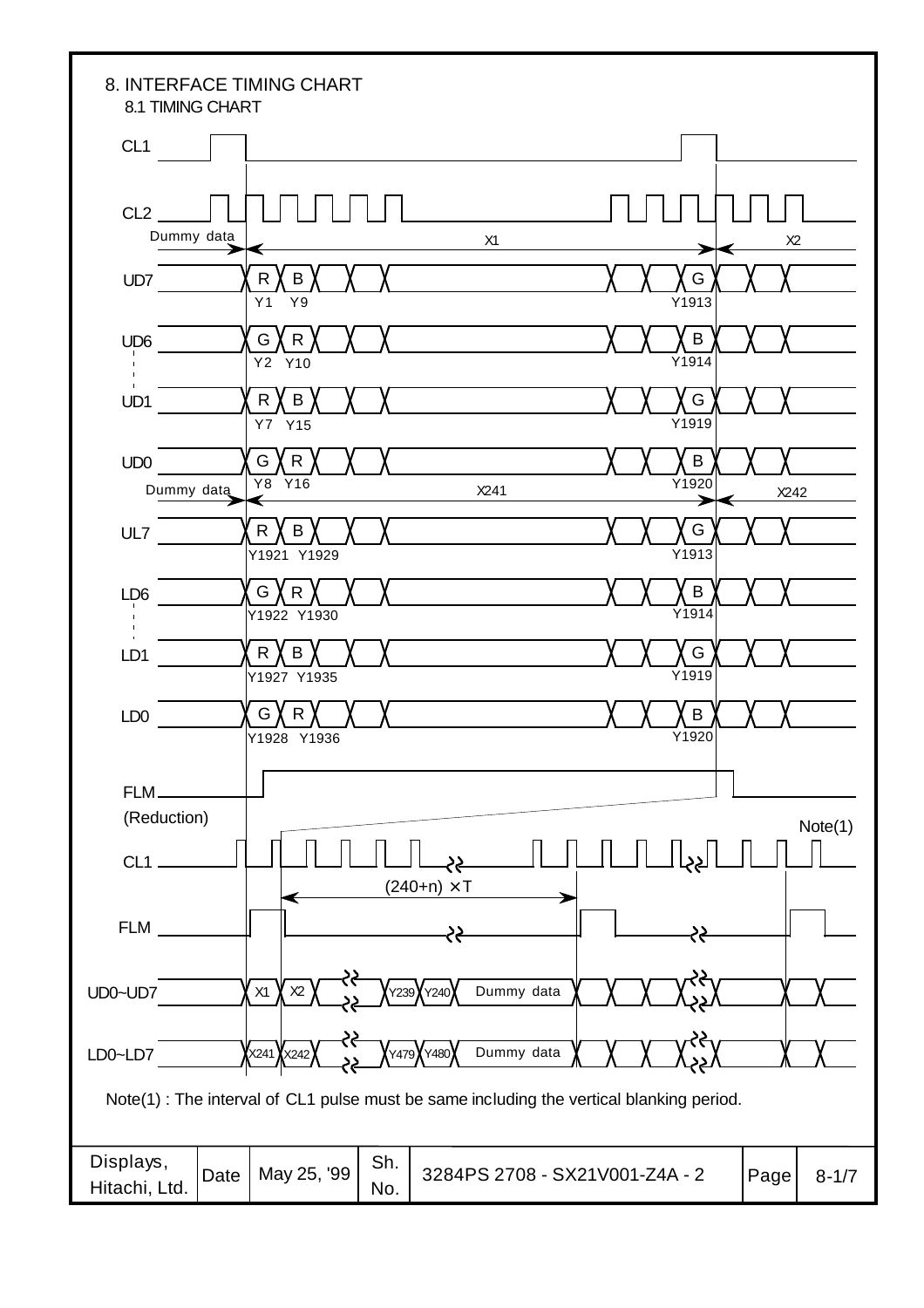# 8. INTERFACE TIMING CHART

## 8.1 TIMING CHART

CL1

CL2

Dummy data — X1 — X2

UD7: R (Y1), B (Y9), ... G (Y1913)

UD6: G (Y2), R (Y10), ... B (Y1914)

UD1: R (Y7), B (Y15), ... G (Y1919)

UD0: G (Y8), R (Y16), ... B (Y1920)

Dummy data — X241 — X242

UL7: R (Y1921), B (Y1929), ... G (Y1913)

LD6: G (Y1922), R (Y1930), ... B (Y1914)

LD1: R (Y1927), B (Y1935), ... G (Y1919)

LD0: G (Y1928), R (Y1936), ... B (Y1920)

FLM

(Reduction)

CL1 — Note(1)

(240+n) ×T

FLM

UD0~UD7: X1, X2, ... Y239, Y240, Dummy data

LD0~LD7: X241, X242, ... Y479, Y480, Dummy data

Note(1) : The interval of CL1 pulse must be same including the vertical blanking period.

| Displays, Hitachi, Ltd. | Date | May 25, '99 | Sh. No. | 3284PS 2708 - SX21V001-Z4A - 2 | Page | 8-1/7 |
|---|---|---|---|---|---|---|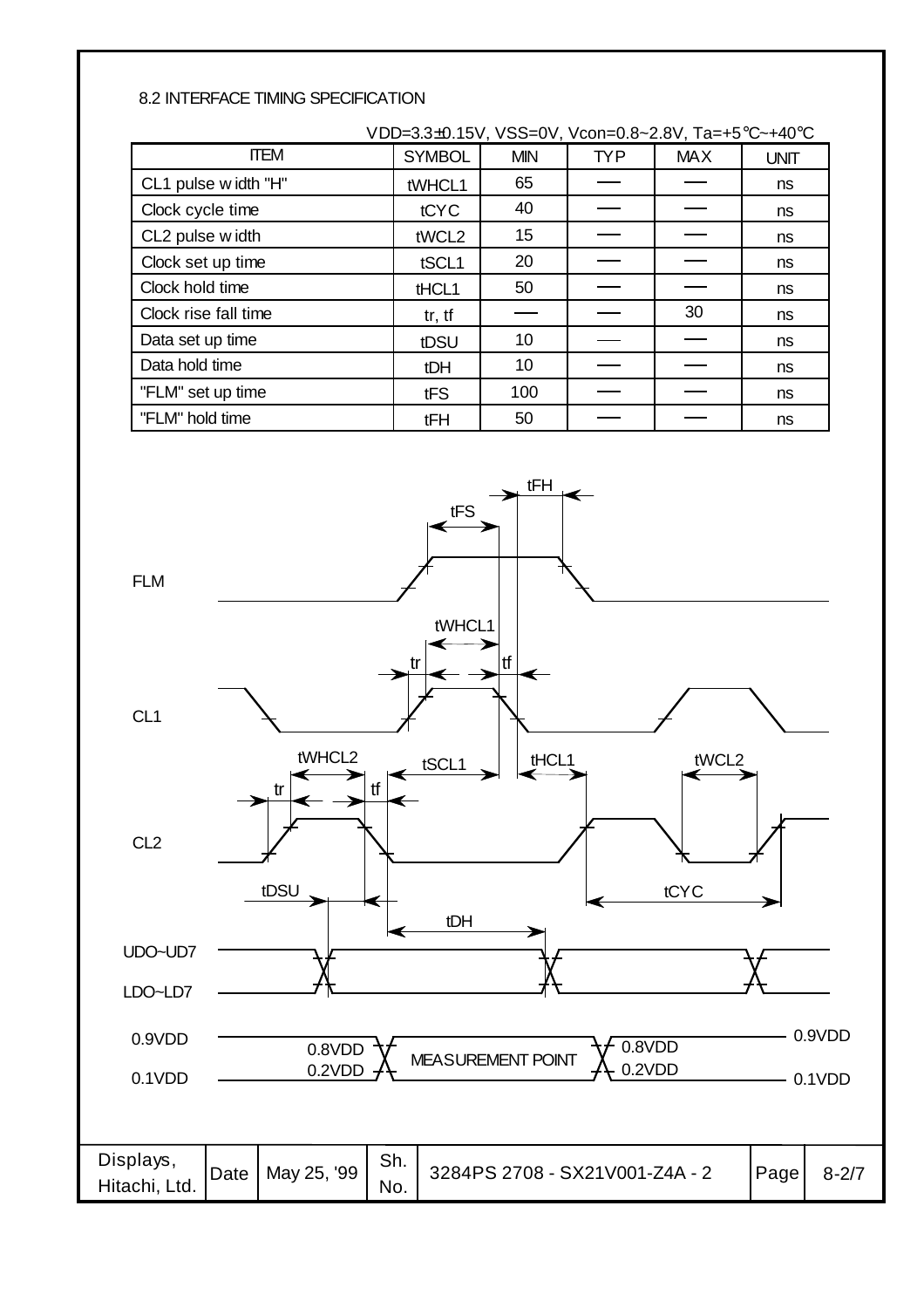## 8.2 INTERFACE TIMING SPECIFICATION

VDD=3.3±0.15V, VSS=0V, Vcon=0.8~2.8V, Ta=+5℃~+40℃

| ITEM | SYMBOL | MIN | TYP | MAX | UNIT |
|---|---|---|---|---|---|
| CL1 pulse width "H" | tWHCL1 | 65 | — | — | ns |
| Clock cycle time | tCYC | 40 | — | — | ns |
| CL2 pulse width | tWCL2 | 15 | — | — | ns |
| Clock set up time | tSCL1 | 20 | — | — | ns |
| Clock hold time | tHCL1 | 50 | — | — | ns |
| Clock rise fall time | tr, tf | — | — | 30 | ns |
| Data set up time | tDSU | 10 | — | — | ns |
| Data hold time | tDH | 10 | — | — | ns |
| "FLM" set up time | tFS | 100 | — | — | ns |
| "FLM" hold time | tFH | 50 | — | — | ns |

FLM

CL1

CL2

UDO~UD7

LDO~LD7

tFH, tFS, tWHCL1, tr, tf, tWHCL2, tSCL1, tHCL1, tWCL2, tDSU, tCYC, tDH

0.9VDD — 0.8VDD — MEASUREMENT POINT — 0.8VDD — 0.9VDD

0.1VDD — 0.2VDD — 0.2VDD — 0.1VDD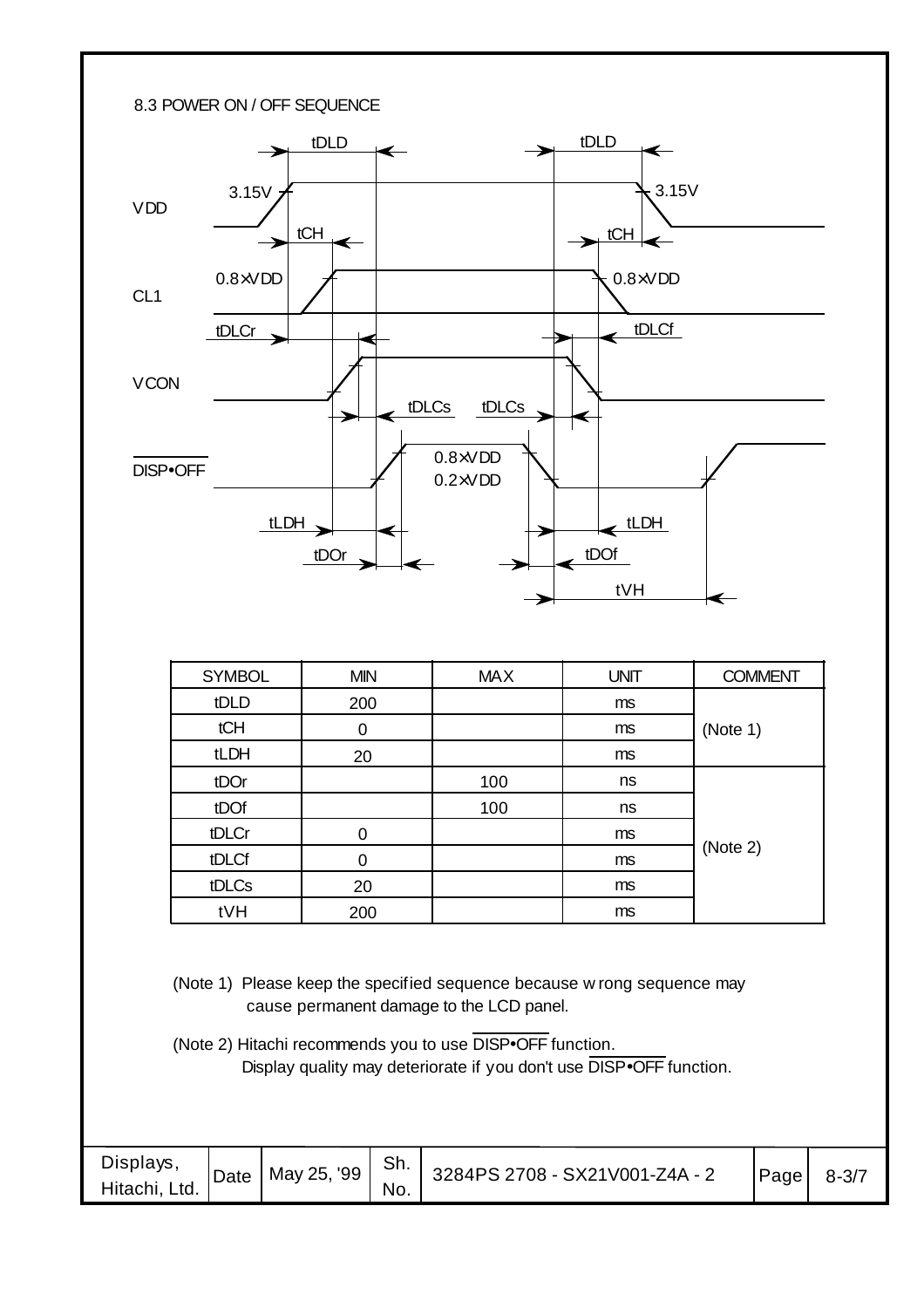### 8.3 POWER ON / OFF SEQUENCE

| SYMBOL | MIN | MAX | UNIT | COMMENT |
|---|---|---|---|---|
| tDLD | 200 | | ms | (Note 1) |
| tCH | 0 | | ms | |
| tLDH | 20 | | ms | |
| tDOr | | 100 | ns | (Note 2) |
| tDOf | | 100 | ns | |
| tDLCr | 0 | | ms | |
| tDLCf | 0 | | ms | |
| tDLCs | 20 | | ms | |
| tVH | 200 | | ms | |

(Note 1) Please keep the specified sequence because wrong sequence may cause permanent damage to the LCD panel.

(Note 2) Hitachi recommends you to use $\overline{\text{DISP•OFF}}$ function.
Display quality may deteriorate if you don't use $\overline{\text{DISP•OFF}}$ function.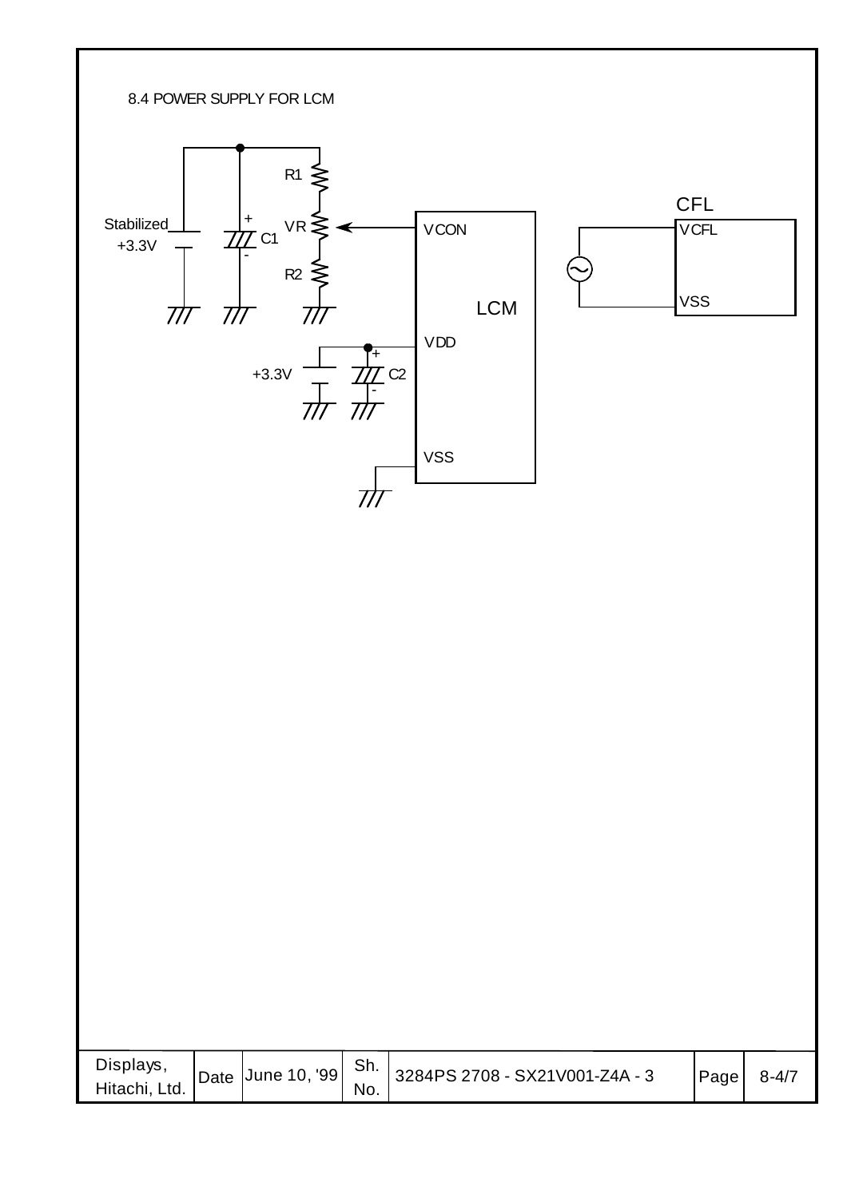## 8.4 POWER SUPPLY FOR LCM

Stabilized +3.3V

R1

VR

R2

C1

VCON

LCM

VDD

+3.3V

C2

VSS

CFL

VCFL

VSS

| Displays, Hitachi, Ltd. | Date | June 10, '99 | Sh. No. | 3284PS 2708 - SX21V001-Z4A - 3 | Page | 8-4/7 |
|---|---|---|---|---|---|---|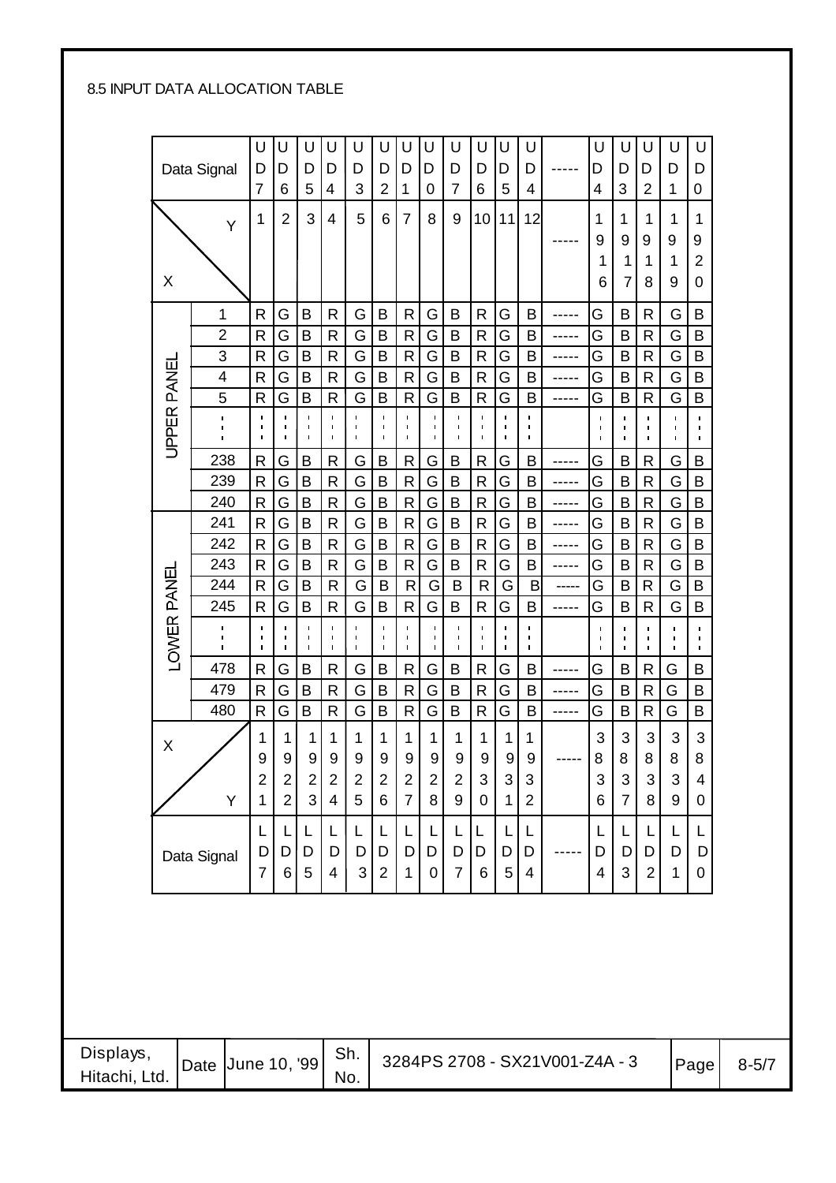8.5 INPUT DATA ALLOCATION TABLE

| Data Signal | | UD7 | UD6 | UD5 | UD4 | UD3 | UD2 | UD1 | UD0 | UD7 | UD6 | UD5 | UD4 | ----- | UD4 | UD3 | UD2 | UD1 | UD0 |
|---|---|---|---|---|---|---|---|---|---|---|---|---|---|---|---|---|---|---|---|
| X \ Y | | 1 | 2 | 3 | 4 | 5 | 6 | 7 | 8 | 9 | 10 | 11 | 12 | ----- | 1916 | 1917 | 1918 | 1919 | 1920 |
| UPPER PANEL | 1 | R | G | B | R | G | B | R | G | B | R | G | B | ----- | G | B | R | G | B |
| | 2 | R | G | B | R | G | B | R | G | B | R | G | B | ----- | G | B | R | G | B |
| | 3 | R | G | B | R | G | B | R | G | B | R | G | B | ----- | G | B | R | G | B |
| | 4 | R | G | B | R | G | B | R | G | B | R | G | B | ----- | G | B | R | G | B |
| | 5 | R | G | B | R | G | B | R | G | B | R | G | B | ----- | G | B | R | G | B |
| | ⋮ | ⋮ | ⋮ | ⋮ | ⋮ | ⋮ | ⋮ | ⋮ | ⋮ | ⋮ | ⋮ | ⋮ | ⋮ | | ⋮ | ⋮ | ⋮ | ⋮ | ⋮ |
| | 238 | R | G | B | R | G | B | R | G | B | R | G | B | ----- | G | B | R | G | B |
| | 239 | R | G | B | R | G | B | R | G | B | R | G | B | ----- | G | B | R | G | B |
| | 240 | R | G | B | R | G | B | R | G | B | R | G | B | ----- | G | B | R | G | B |
| LOWER PANEL | 241 | R | G | B | R | G | B | R | G | B | R | G | B | ----- | G | B | R | G | B |
| | 242 | R | G | B | R | G | B | R | G | B | R | G | B | ----- | G | B | R | G | B |
| | 243 | R | G | B | R | G | B | R | G | B | R | G | B | ----- | G | B | R | G | B |
| | 244 | R | G | B | R | G | B | R | G | B | R | G | B | ----- | G | B | R | G | B |
| | 245 | R | G | B | R | G | B | R | G | B | R | G | B | ----- | G | B | R | G | B |
| | ⋮ | ⋮ | ⋮ | ⋮ | ⋮ | ⋮ | ⋮ | ⋮ | ⋮ | ⋮ | ⋮ | ⋮ | ⋮ | | ⋮ | ⋮ | ⋮ | ⋮ | ⋮ |
| | 478 | R | G | B | R | G | B | R | G | B | R | G | B | ----- | G | B | R | G | B |
| | 479 | R | G | B | R | G | B | R | G | B | R | G | B | ----- | G | B | R | G | B |
| | 480 | R | G | B | R | G | B | R | G | B | R | G | B | ----- | G | B | R | G | B |
| X \ Y | | 1921 | 1922 | 1923 | 1924 | 1925 | 1926 | 1927 | 1928 | 1929 | 1930 | 1931 | 1932 | ----- | 3836 | 3837 | 3838 | 3839 | 3840 |
| Data Signal | | LD7 | LD6 | LD5 | LD4 | LD3 | LD2 | LD1 | LD0 | LD7 | LD6 | LD5 | LD4 | ----- | LD4 | LD3 | LD2 | LD1 | LD0 |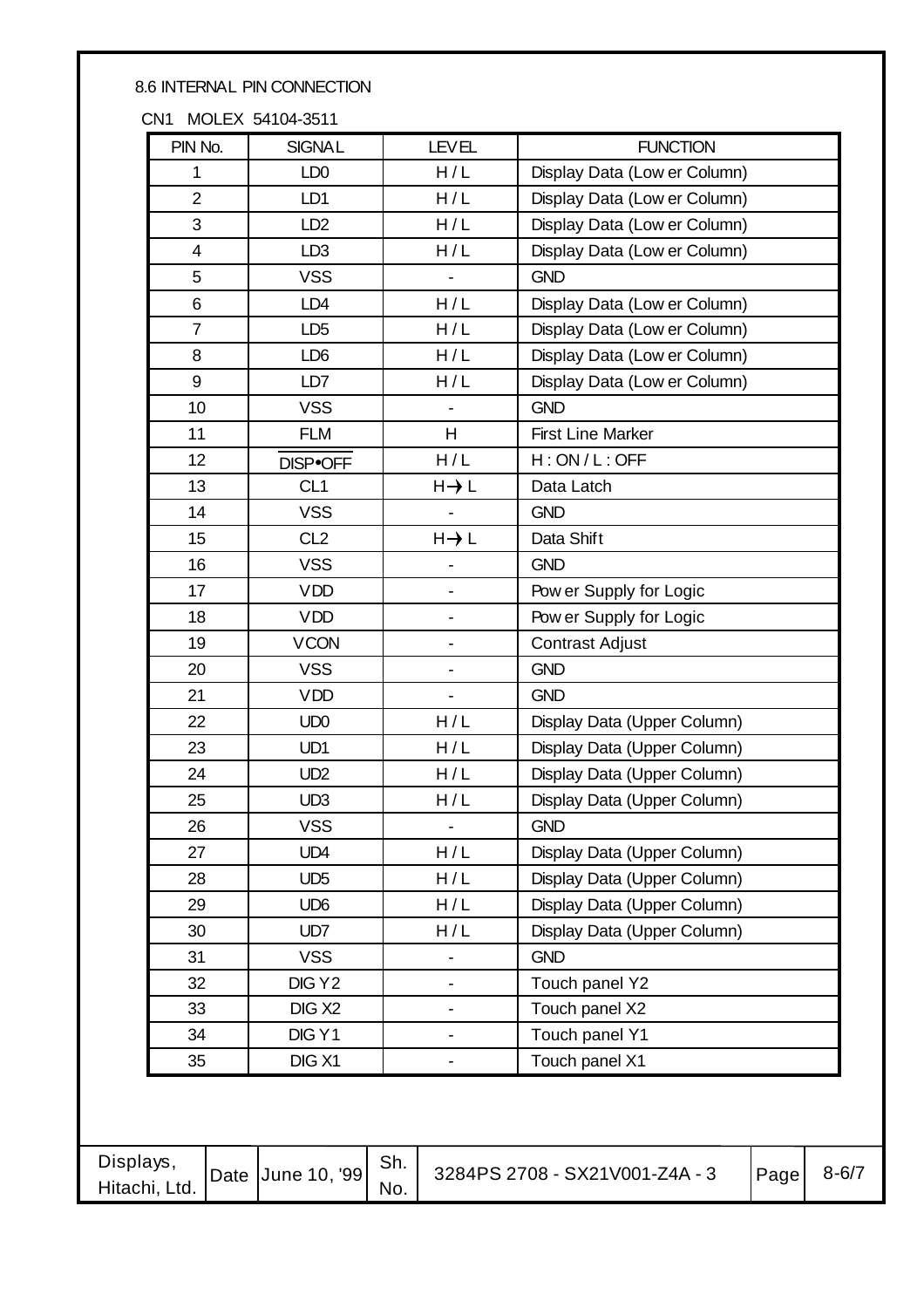8.6 INTERNAL PIN CONNECTION

CN1 MOLEX 54104-3511

| PIN No. | SIGNAL | LEVEL | FUNCTION |
|---|---|---|---|
| 1 | LD0 | H / L | Display Data (Lower Column) |
| 2 | LD1 | H / L | Display Data (Lower Column) |
| 3 | LD2 | H / L | Display Data (Lower Column) |
| 4 | LD3 | H / L | Display Data (Lower Column) |
| 5 | VSS | - | GND |
| 6 | LD4 | H / L | Display Data (Lower Column) |
| 7 | LD5 | H / L | Display Data (Lower Column) |
| 8 | LD6 | H / L | Display Data (Lower Column) |
| 9 | LD7 | H / L | Display Data (Lower Column) |
| 10 | VSS | - | GND |
| 11 | FLM | H | First Line Marker |
| 12 | $\overline{\text{DISP•OFF}}$ | H / L | H : ON / L : OFF |
| 13 | CL1 | H→L | Data Latch |
| 14 | VSS | - | GND |
| 15 | CL2 | H→L | Data Shift |
| 16 | VSS | - | GND |
| 17 | VDD | - | Power Supply for Logic |
| 18 | VDD | - | Power Supply for Logic |
| 19 | VCON | - | Contrast Adjust |
| 20 | VSS | - | GND |
| 21 | VDD | - | GND |
| 22 | UD0 | H / L | Display Data (Upper Column) |
| 23 | UD1 | H / L | Display Data (Upper Column) |
| 24 | UD2 | H / L | Display Data (Upper Column) |
| 25 | UD3 | H / L | Display Data (Upper Column) |
| 26 | VSS | - | GND |
| 27 | UD4 | H / L | Display Data (Upper Column) |
| 28 | UD5 | H / L | Display Data (Upper Column) |
| 29 | UD6 | H / L | Display Data (Upper Column) |
| 30 | UD7 | H / L | Display Data (Upper Column) |
| 31 | VSS | - | GND |
| 32 | DIG Y2 | - | Touch panel Y2 |
| 33 | DIG X2 | - | Touch panel X2 |
| 34 | DIG Y1 | - | Touch panel Y1 |
| 35 | DIG X1 | - | Touch panel X1 |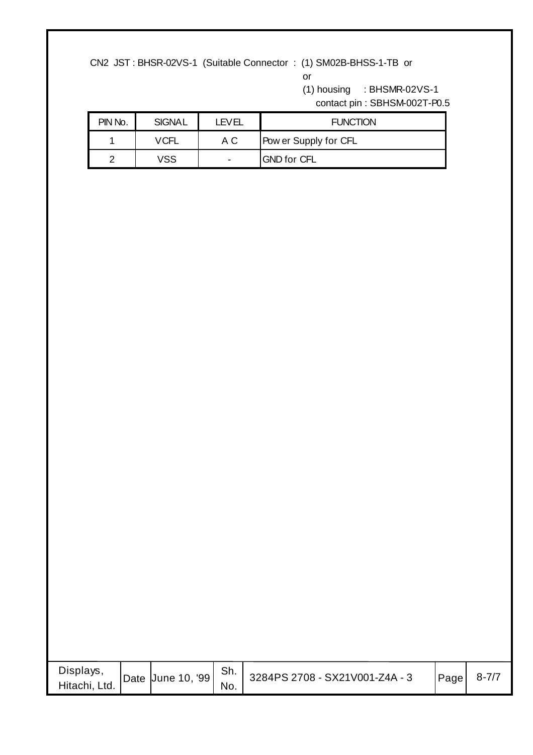CN2 JST : BHSR-02VS-1 (Suitable Connector : (1) SM02B-BHSS-1-TB or
or
(1) housing : BHSMR-02VS-1
contact pin : SBHSM-002T-P0.5

| PIN No. | SIGNAL | LEVEL | FUNCTION |
|---|---|---|---|
| 1 | VCFL | A C | Power Supply for CFL |
| 2 | VSS | - | GND for CFL |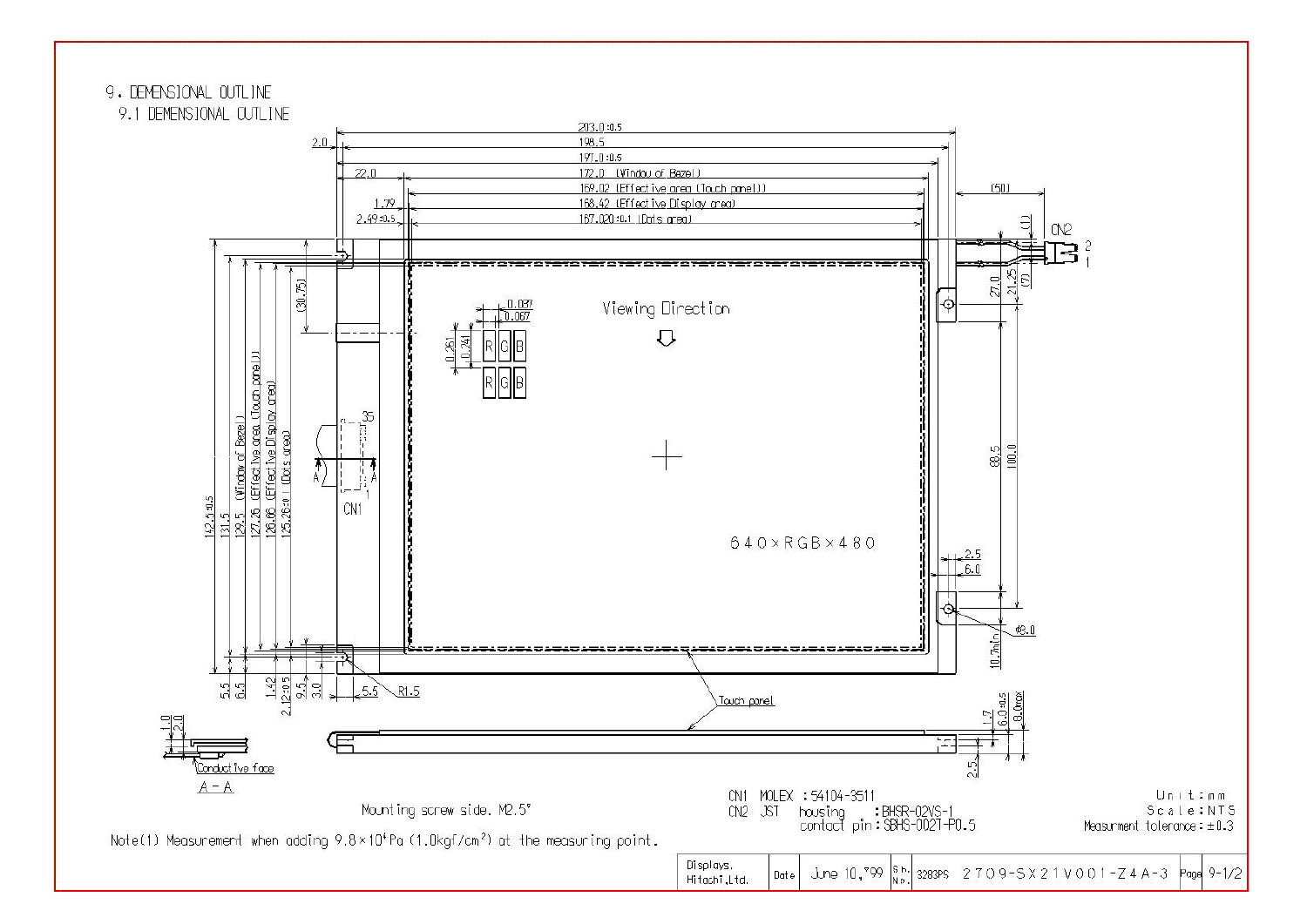# 9. DEMENSIONAL OUTLINE

## 9.1 DEMENSIONAL OUTLINE

203.0±0.5
198.5
197.0±0.5
2.0
22.0
172.0 (Window of Bezel)
169.02 (Effective area (Touch panel))
168.42 (Effective Display area)
167.020±0.1 (Dots area)
1.79
2.49±0.5
(50)
(1)
CN2
2
1
27.0
21.25
(7)
(30.75)
0.087
0.067
0.261
0.241
R G B
R G B
Viewing Direction
142.5±0.5
131.5
129.5 (Window of Bezel)
127.25 (Effective area (Touch panel))
126.66 (Effective Display area)
125.26±0.1 (Dots area)
A
A
31
1
CN1
80.5
100.0
640×RGB×480
2.5
6.0
ø8.0
10.7min
5.5
6.5
1.42
2.12±0.5
9.5
3.0
5.5
R1.5
Touch panel
1.0
2.0
Conductive face
A - A
1.7
6.0±0.5
8.0max
1.1
2.5

Mounting screw side. M2.5"

CN1 MOLEX : 54104-3511
CN2 JST housing : BHSR-02VS-1
contact pin : SBHS-002T-P0.5

Unit : mm
Scale : NTS
Measurment tolerance : ±0.3

Note(1) Measurement when adding $9.8\times10^4$ Pa (1.0kgf/cm$^2$) at the measuring point.

| Displays, Hitachi,Ltd. | Date | June 10,'99 | Sh. No. | 3283PS | 2709-SX21V001-Z4A-3 | Page | 9-1/2 |
|---|---|---|---|---|---|---|---|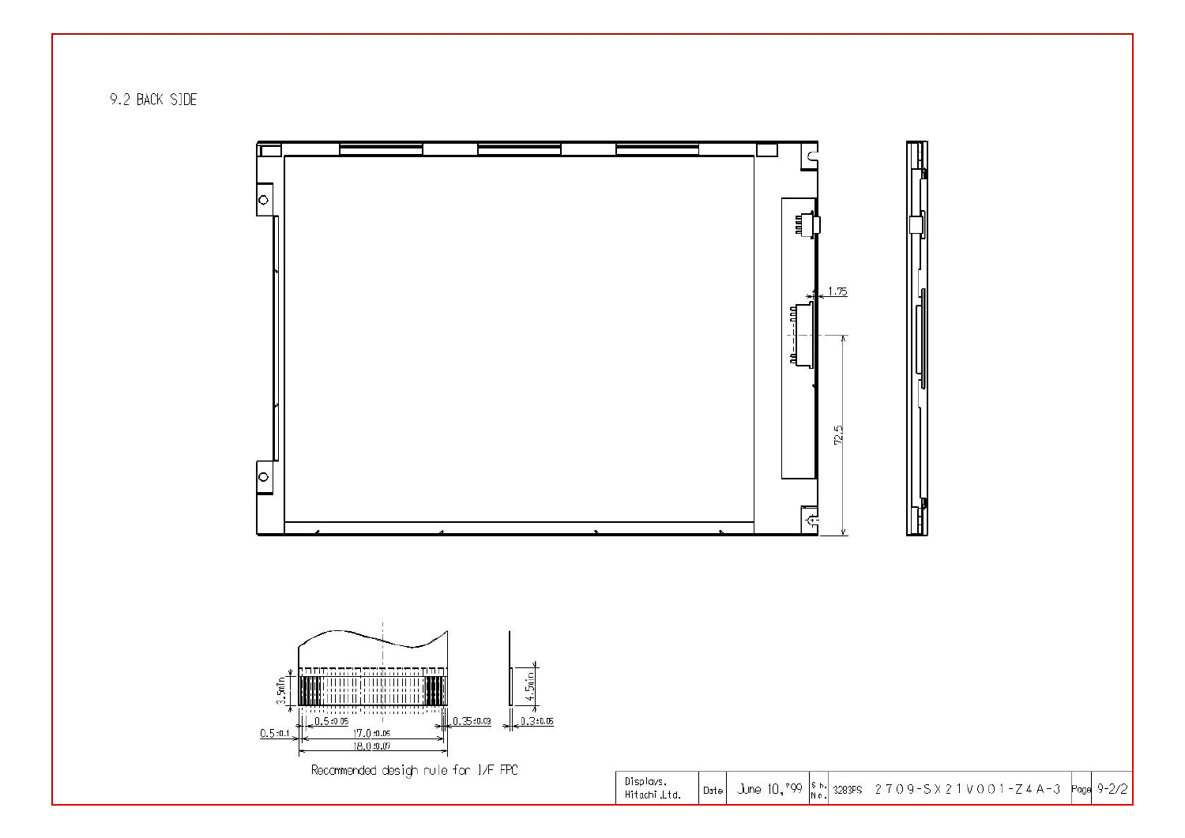## 9.2 BACK SIDE

1.75

72.5

3.5min

0.5±0.05

0.35±0.03

0.5±0.1

17.0±0.05

18.0±0.07

4.5min

0.3±0.05

Recommended design rule for I/F FPC

| Displays, Hitachi,Ltd. | Date | June 10,'99 | Sh. No. | 3283PS | 2709-SX21V001-Z4A-3 | Page | 9-2/2 |
|---|---|---|---|---|---|---|---|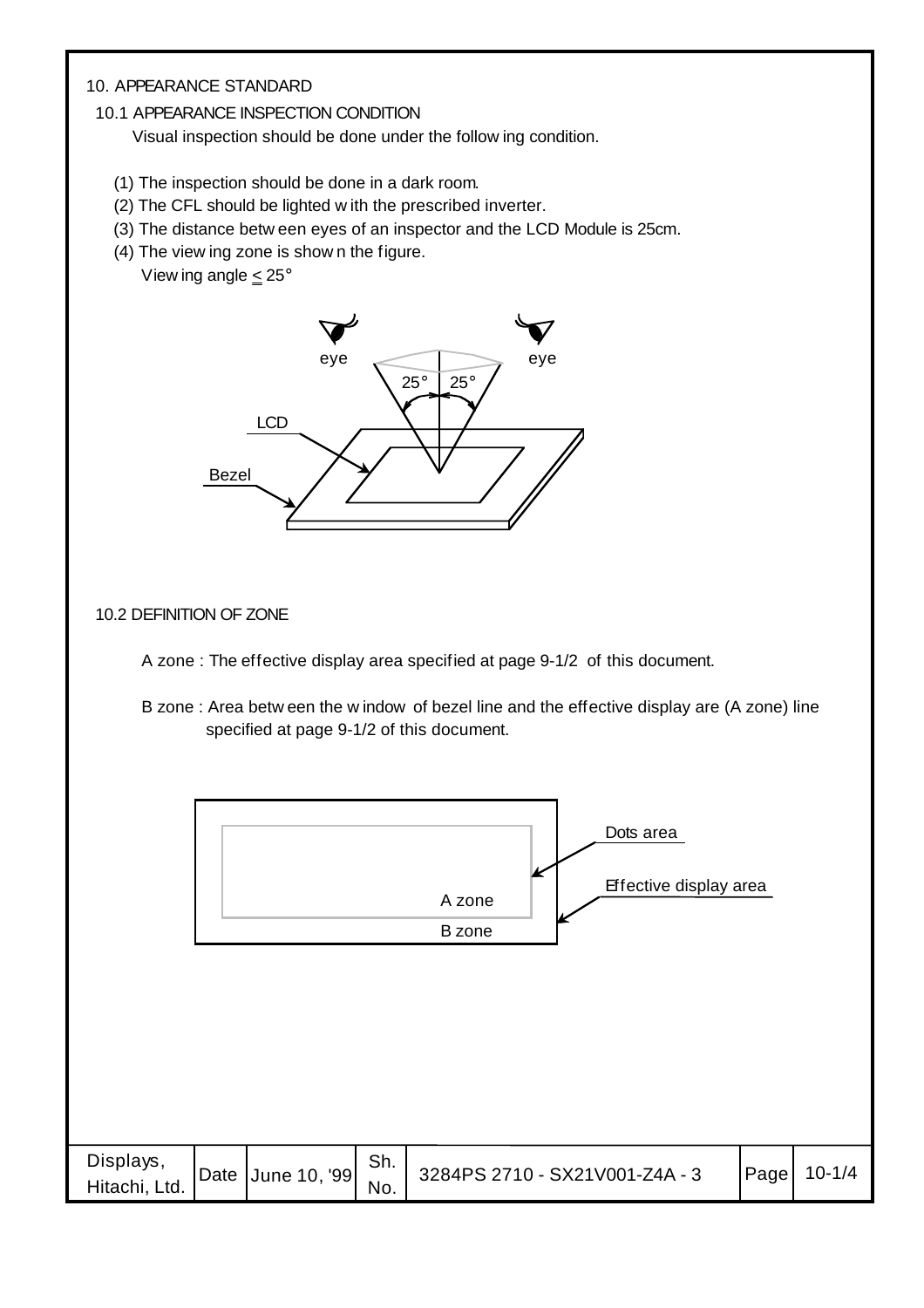# 10. APPEARANCE STANDARD

## 10.1 APPEARANCE INSPECTION CONDITION

Visual inspection should be done under the following condition.

(1) The inspection should be done in a dark room.
(2) The CFL should be lighted with the prescribed inverter.
(3) The distance between eyes of an inspector and the LCD Module is 25cm.
(4) The viewing zone is shown the figure.
Viewing angle ≤ 25°

## 10.2 DEFINITION OF ZONE

A zone : The effective display area specified at page 9-1/2 of this document.

B zone : Area between the window of bezel line and the effective display are (A zone) line specified at page 9-1/2 of this document.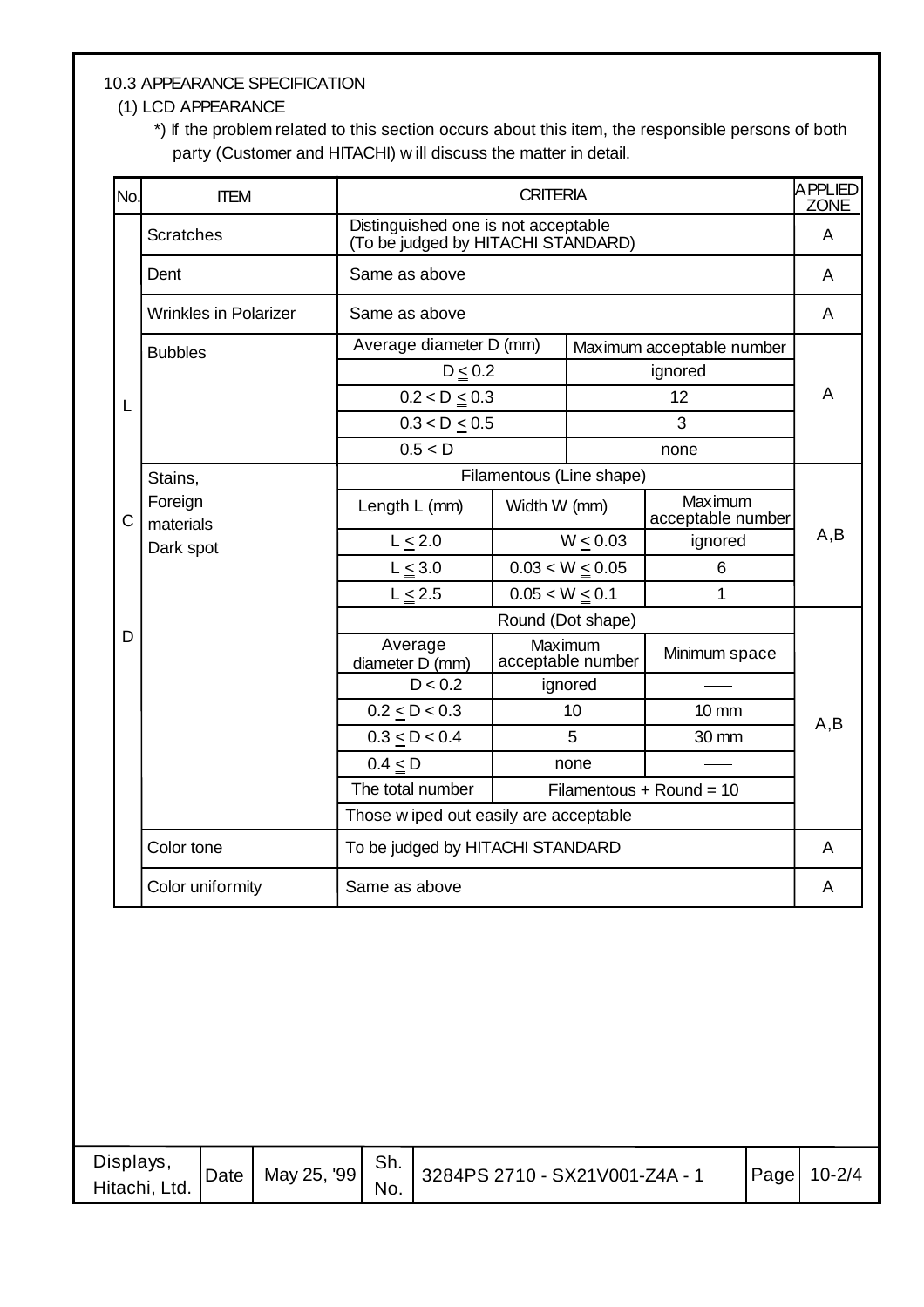10.3 APPEARANCE SPECIFICATION

(1) LCD APPEARANCE

*) If the problem related to this section occurs about this item, the responsible persons of both party (Customer and HITACHI) will discuss the matter in detail.

| No. | ITEM | CRITERIA | | | APPLIED ZONE |
|---|---|---|---|---|---|
| LCD | Scratches | Distinguished one is not acceptable (To be judged by HITACHI STANDARD) | | | A |
| | Dent | Same as above | | | A |
| | Wrinkles in Polarizer | Same as above | | | A |
| | Bubbles | Average diameter D (mm) | Maximum acceptable number | | A |
| | | $D \leq 0.2$ | ignored | | |
| | | $0.2 < D \leq 0.3$ | 12 | | |
| | | $0.3 < D \leq 0.5$ | 3 | | |
| | | $0.5 < D$ | none | | |
| | Stains, Foreign materials Dark spot | Filamentous (Line shape) | | | A,B |
| | | Length L (mm) | Width W (mm) | Maximum acceptable number | |
| | | $L \leq 2.0$ | $W \leq 0.03$ | ignored | |
| | | $L \leq 3.0$ | $0.03 < W \leq 0.05$ | 6 | |
| | | $L \leq 2.5$ | $0.05 < W \leq 0.1$ | 1 | |
| | | Round (Dot shape) | | | A,B |
| | | Average diameter D (mm) | Maximum acceptable number | Minimum space | |
| | | $D < 0.2$ | ignored | — | |
| | | $0.2 \leq D < 0.3$ | 10 | 10 mm | |
| | | $0.3 \leq D < 0.4$ | 5 | 30 mm | |
| | | $0.4 \leq D$ | none | — | |
| | | The total number | Filamentous + Round = 10 | | |
| | | Those wiped out easily are acceptable | | | |
| | Color tone | To be judged by HITACHI STANDARD | | | A |
| | Color uniformity | Same as above | | | A |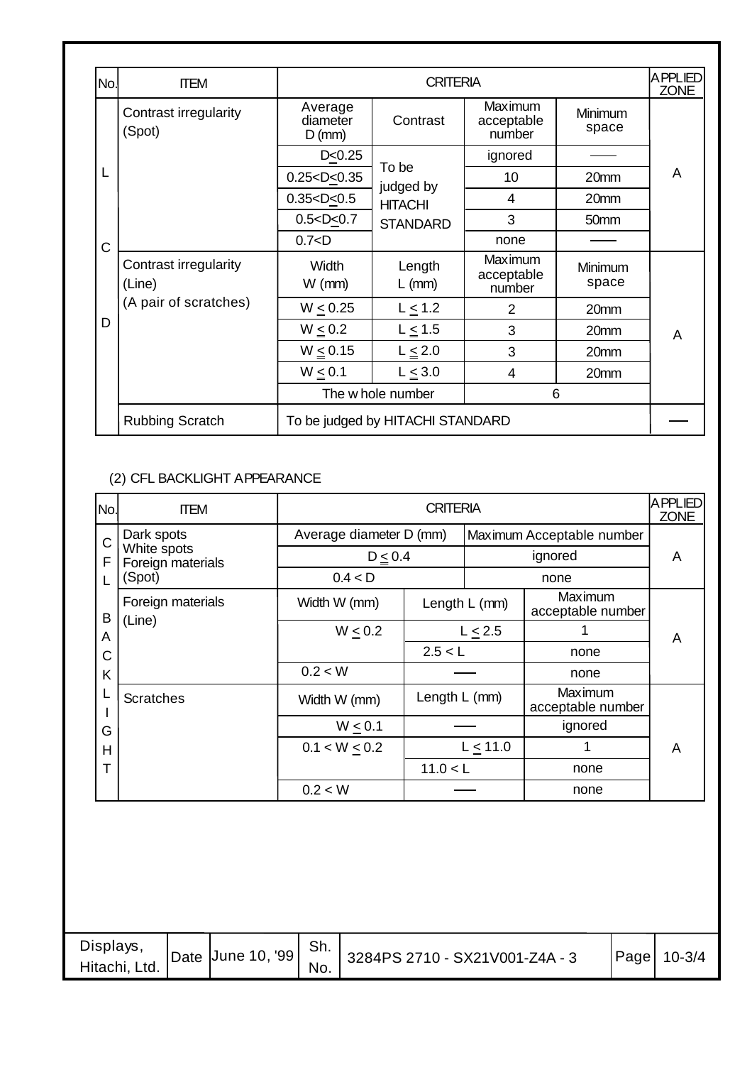| No. | ITEM | CRITERIA | | | | APPLIED ZONE |
|---|---|---|---|---|---|---|
| LCD | Contrast irregularity (Spot) | Average diameter D (mm) | Contrast | Maximum acceptable number | Minimum space | A |
| | | D≦0.25 | To be judged by HITACHI STANDARD | ignored | —— | |
| | | 0.25<D≦0.35 | | 10 | 20mm | |
| | | 0.35<D≦0.5 | | 4 | 20mm | |
| | | 0.5<D≦0.7 | | 3 | 50mm | |
| | | 0.7<D | | none | —— | |
| | Contrast irregularity (Line) (A pair of scratches) | Width W (mm) | Length L (mm) | Maximum acceptable number | Minimum space | A |
| | | W ≦ 0.25 | L ≦ 1.2 | 2 | 20mm | |
| | | W ≦ 0.2 | L ≦ 1.5 | 3 | 20mm | |
| | | W ≦ 0.15 | L ≦ 2.0 | 3 | 20mm | |
| | | W ≦ 0.1 | L ≦ 3.0 | 4 | 20mm | |
| | | The whole number | | 6 | | |
| | Rubbing Scratch | To be judged by HITACHI STANDARD | | | | —— |

(2) CFL BACKLIGHT APPEARANCE

| No. | ITEM | CRITERIA | | | APPLIED ZONE |
|---|---|---|---|---|---|
| CFL BACKLIGHT | Dark spots White spots Foreign materials (Spot) | Average diameter D (mm) | | Maximum Acceptable number | A |
| | | D ≦ 0.4 | | ignored | |
| | | 0.4 < D | | none | |
| | Foreign materials (Line) | Width W (mm) | Length L (mm) | Maximum acceptable number | A |
| | | W ≦ 0.2 | L ≦ 2.5 | 1 | |
| | | | 2.5 < L | none | |
| | | 0.2 < W | —— | none | |
| | Scratches | Width W (mm) | Length L (mm) | Maximum acceptable number | A |
| | | W ≦ 0.1 | —— | ignored | |
| | | 0.1 < W ≦ 0.2 | L ≦ 11.0 | 1 | |
| | | | 11.0 < L | none | |
| | | 0.2 < W | —— | none | |

| Displays, Hitachi, Ltd. | Date | June 10, '99 | Sh. No. | 3284PS 2710 - SX21V001-Z4A - 3 | Page | 10-3/4 |
|---|---|---|---|---|---|---|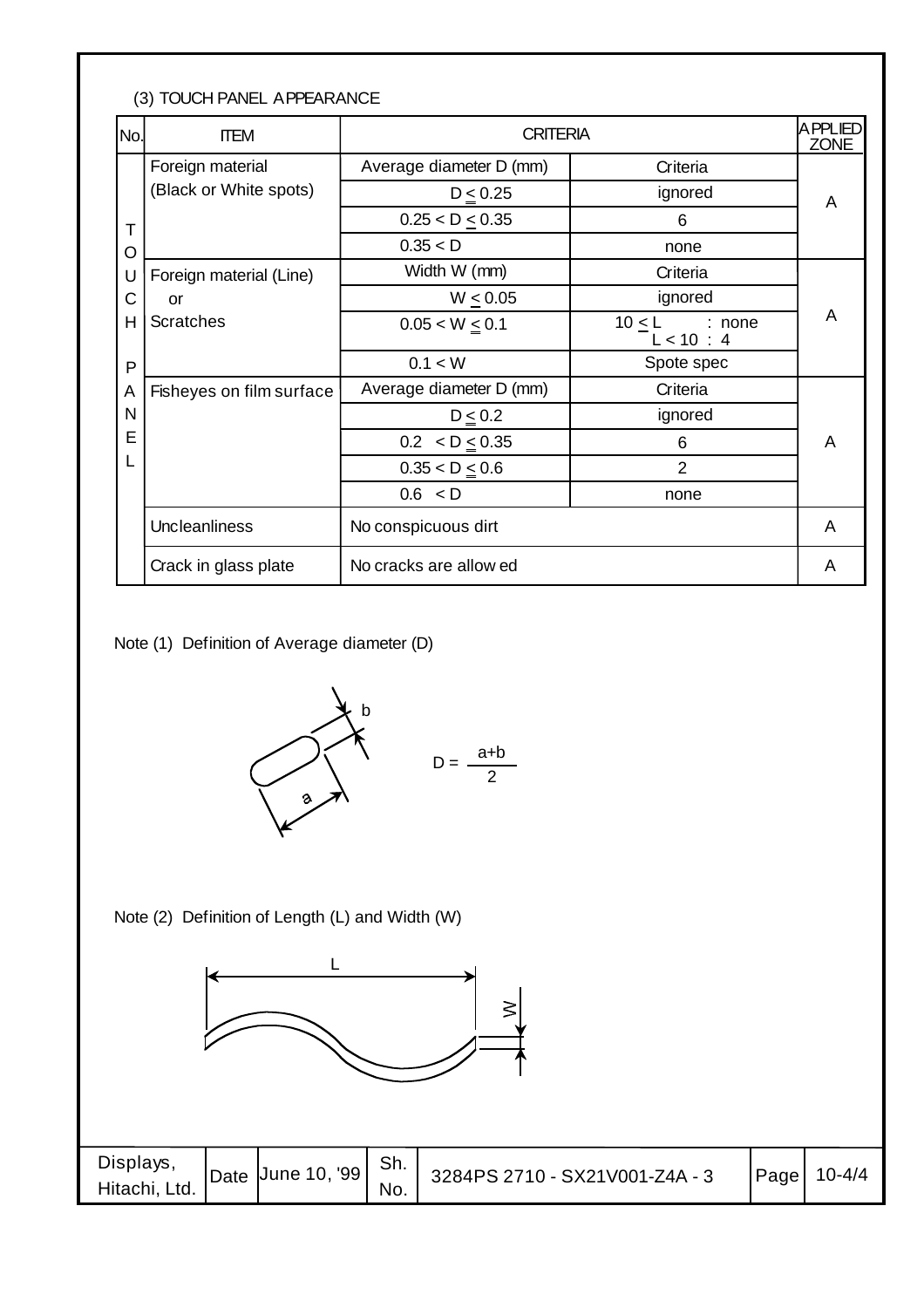(3) TOUCH PANEL APPEARANCE

| No. | ITEM | CRITERIA | | APPLIED ZONE |
|---|---|---|---|---|
| TOUCH PANEL | Foreign material (Black or White spots) | Average diameter D (mm) | Criteria | A |
| | | $D \leq 0.25$ | ignored | |
| | | $0.25 < D \leq 0.35$ | 6 | |
| | | $0.35 < D$ | none | |
| | Foreign material (Line) or Scratches | Width W (mm) | Criteria | A |
| | | $W \leq 0.05$ | ignored | |
| | | $0.05 < W \leq 0.1$ | $10 \leq L$ : none<br>$L < 10$ : 4 | |
| | | $0.1 < W$ | Spote spec | |
| | Fisheyes on film surface | Average diameter D (mm) | Criteria | A |
| | | $D \leq 0.2$ | ignored | |
| | | $0.2 < D \leq 0.35$ | 6 | |
| | | $0.35 < D \leq 0.6$ | 2 | |
| | | $0.6 < D$ | none | |
| | Uncleanliness | No conspicuous dirt | | A |
| | Crack in glass plate | No cracks are allowed | | A |

Note (1) Definition of Average diameter (D)

$$D = \frac{a+b}{2}$$

Note (2) Definition of Length (L) and Width (W)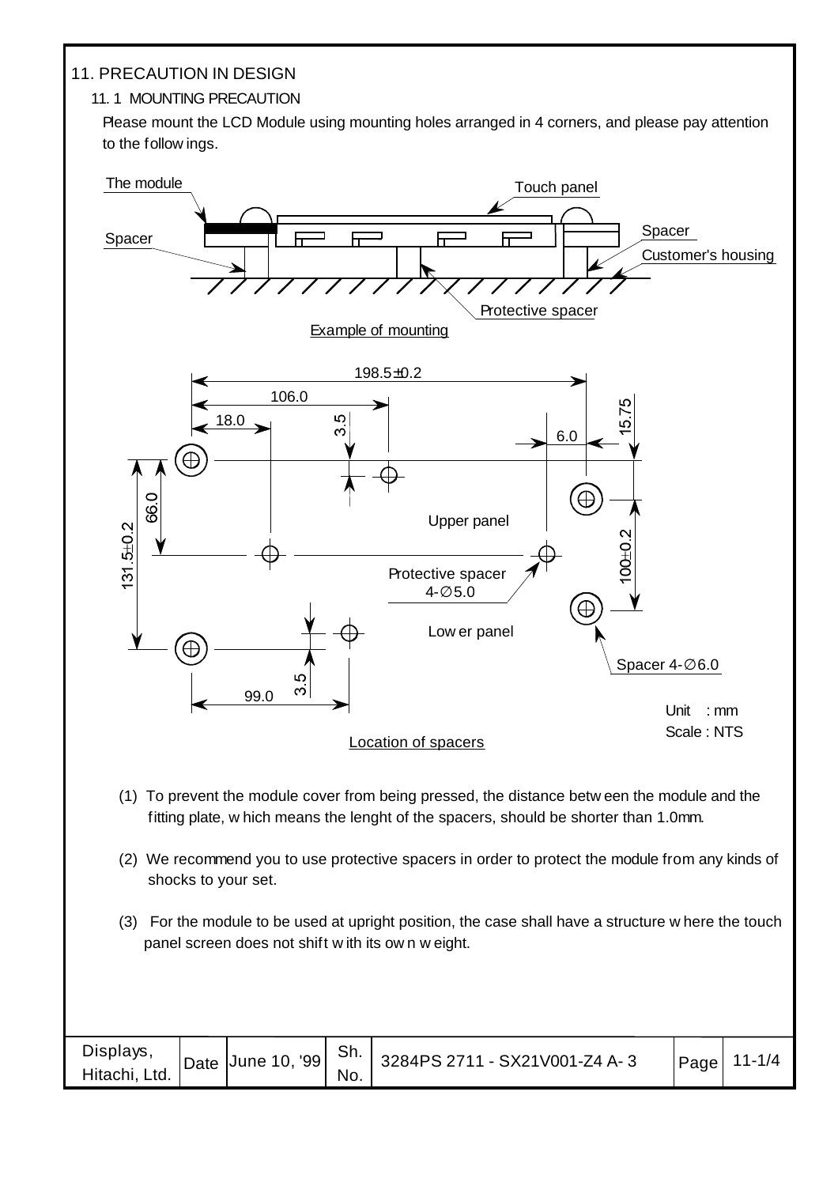## 11. PRECAUTION IN DESIGN

### 11. 1 MOUNTING PRECAUTION

Please mount the LCD Module using mounting holes arranged in 4 corners, and please pay attention to the follow ings.

The module

Touch panel

Spacer

Spacer

Customer's housing

Protective spacer

Example of mounting

198.5±0.2

106.0

18.0

3.5

6.0

15.75

66.0

131.5±0.2

Upper panel

100±0.2

Protective spacer 4-∅5.0

Low er panel

3.5

99.0

Spacer 4-∅6.0

Unit : mm
Scale : NTS

Location of spacers

(1) To prevent the module cover from being pressed, the distance betw een the module and the fitting plate, w hich means the lenght of the spacers, should be shorter than 1.0mm.

(2) We recommend you to use protective spacers in order to protect the module from any kinds of shocks to your set.

(3) For the module to be used at upright position, the case shall have a structure w here the touch panel screen does not shift w ith its ow n w eight.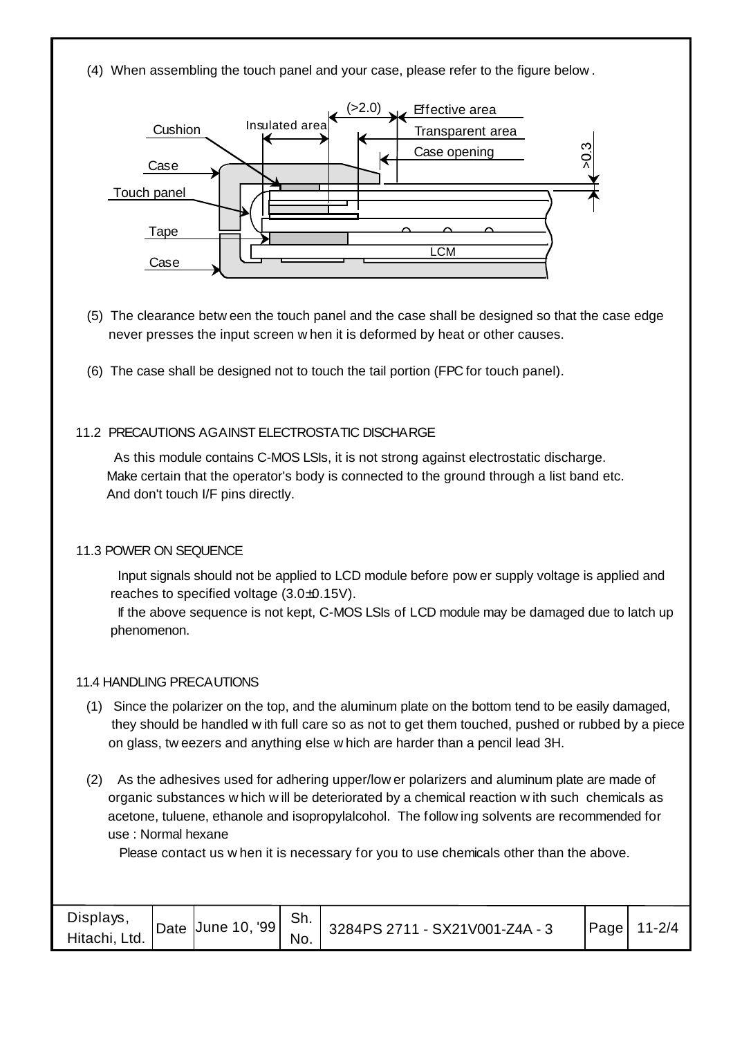(4) When assembling the touch panel and your case, please refer to the figure below.

(5) The clearance between the touch panel and the case shall be designed so that the case edge never presses the input screen when it is deformed by heat or other causes.

(6) The case shall be designed not to touch the tail portion (FPC for touch panel).

## 11.2 PRECAUTIONS AGAINST ELECTROSTATIC DISCHARGE

As this module contains C-MOS LSIs, it is not strong against electrostatic discharge. Make certain that the operator's body is connected to the ground through a list band etc. And don't touch I/F pins directly.

## 11.3 POWER ON SEQUENCE

Input signals should not be applied to LCD module before power supply voltage is applied and reaches to specified voltage (3.0±0.15V).

If the above sequence is not kept, C-MOS LSIs of LCD module may be damaged due to latch up phenomenon.

## 11.4 HANDLING PRECAUTIONS

(1) Since the polarizer on the top, and the aluminum plate on the bottom tend to be easily damaged, they should be handled with full care so as not to get them touched, pushed or rubbed by a piece on glass, tweezers and anything else which are harder than a pencil lead 3H.

(2) As the adhesives used for adhering upper/lower polarizers and aluminum plate are made of organic substances which will be deteriorated by a chemical reaction with such chemicals as acetone, tuluene, ethanole and isopropylalcohol. The following solvents are recommended for use : Normal hexane

Please contact us when it is necessary for you to use chemicals other than the above.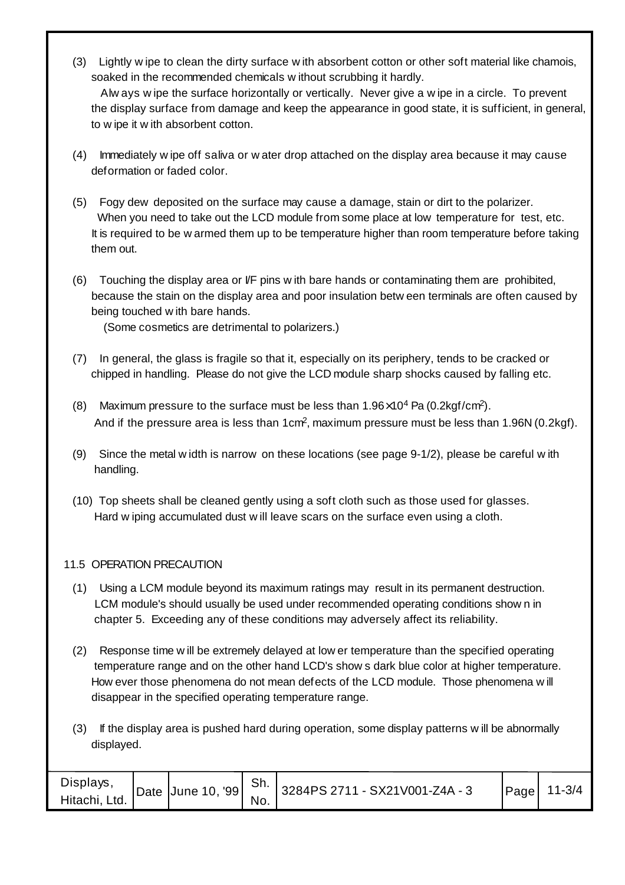(3) Lightly wipe to clean the dirty surface with absorbent cotton or other soft material like chamois, soaked in the recommended chemicals without scrubbing it hardly.
Always wipe the surface horizontally or vertically. Never give a wipe in a circle. To prevent the display surface from damage and keep the appearance in good state, it is sufficient, in general, to wipe it with absorbent cotton.

(4) Immediately wipe off saliva or water drop attached on the display area because it may cause deformation or faded color.

(5) Fogy dew deposited on the surface may cause a damage, stain or dirt to the polarizer.
When you need to take out the LCD module from some place at low temperature for test, etc. It is required to be warmed them up to be temperature higher than room temperature before taking them out.

(6) Touching the display area or I/F pins with bare hands or contaminating them are prohibited, because the stain on the display area and poor insulation between terminals are often caused by being touched with bare hands.
(Some cosmetics are detrimental to polarizers.)

(7) In general, the glass is fragile so that it, especially on its periphery, tends to be cracked or chipped in handling. Please do not give the LCD module sharp shocks caused by falling etc.

(8) Maximum pressure to the surface must be less than $1.96\times10^4$ Pa ($0.2\text{kgf/cm}^2$).
And if the pressure area is less than $1\text{cm}^2$, maximum pressure must be less than 1.96N (0.2kgf).

(9) Since the metal width is narrow on these locations (see page 9-1/2), please be careful with handling.

(10) Top sheets shall be cleaned gently using a soft cloth such as those used for glasses.
Hard wiping accumulated dust will leave scars on the surface even using a cloth.

## 11.5 OPERATION PRECAUTION

(1) Using a LCM module beyond its maximum ratings may result in its permanent destruction.
LCM module's should usually be used under recommended operating conditions shown in chapter 5. Exceeding any of these conditions may adversely affect its reliability.

(2) Response time will be extremely delayed at lower temperature than the specified operating temperature range and on the other hand LCD's shows dark blue color at higher temperature. However those phenomena do not mean defects of the LCD module. Those phenomena will disappear in the specified operating temperature range.

(3) If the display area is pushed hard during operation, some display patterns will be abnormally displayed.

| Displays, Hitachi, Ltd. | Date | June 10, '99 | Sh. No. | 3284PS 2711 - SX21V001-Z4A - 3 | Page | 11-3/4 |
|---|---|---|---|---|---|---|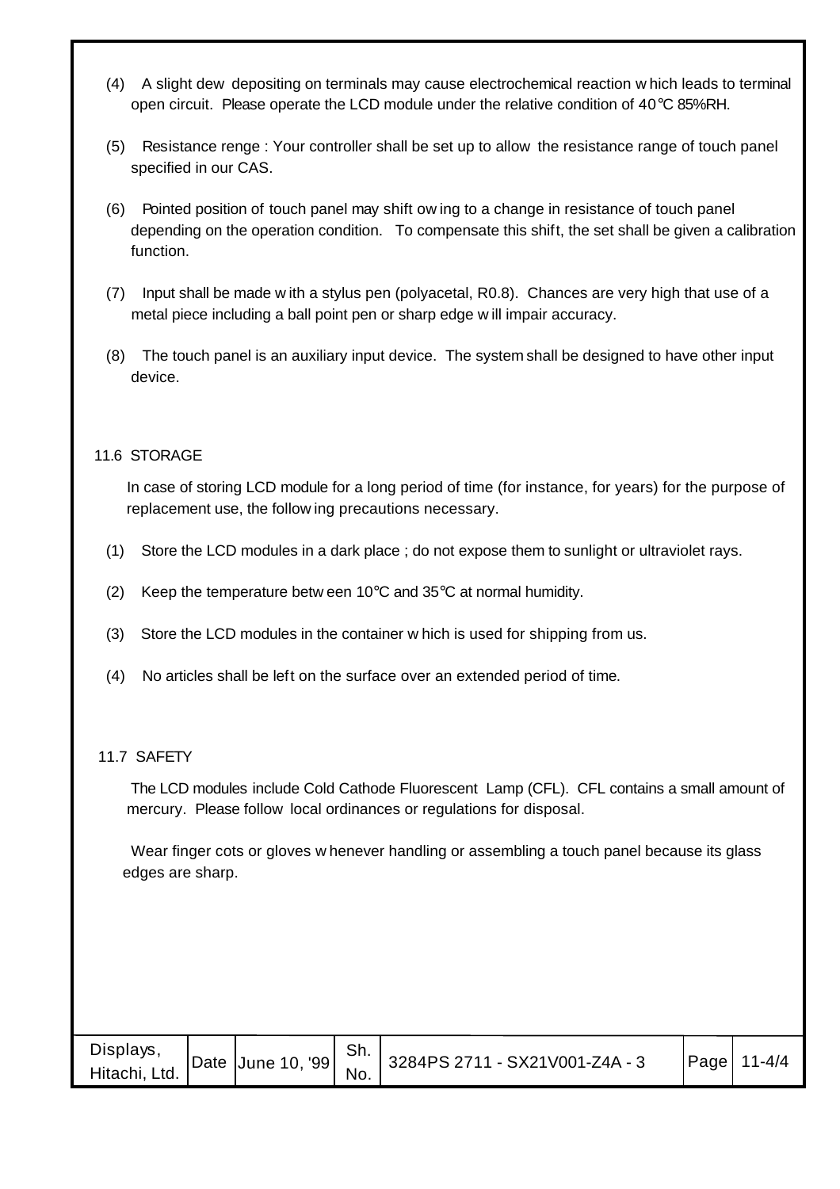(4) A slight dew depositing on terminals may cause electrochemical reaction which leads to terminal open circuit. Please operate the LCD module under the relative condition of 40°C 85%RH.

(5) Resistance renge : Your controller shall be set up to allow the resistance range of touch panel specified in our CAS.

(6) Pointed position of touch panel may shift owing to a change in resistance of touch panel depending on the operation condition. To compensate this shift, the set shall be given a calibration function.

(7) Input shall be made with a stylus pen (polyacetal, R0.8). Chances are very high that use of a metal piece including a ball point pen or sharp edge will impair accuracy.

(8) The touch panel is an auxiliary input device. The system shall be designed to have other input device.

## 11.6 STORAGE

In case of storing LCD module for a long period of time (for instance, for years) for the purpose of replacement use, the following precautions necessary.

(1) Store the LCD modules in a dark place ; do not expose them to sunlight or ultraviolet rays.

(2) Keep the temperature between 10°C and 35°C at normal humidity.

(3) Store the LCD modules in the container which is used for shipping from us.

(4) No articles shall be left on the surface over an extended period of time.

## 11.7 SAFETY

The LCD modules include Cold Cathode Fluorescent Lamp (CFL). CFL contains a small amount of mercury. Please follow local ordinances or regulations for disposal.

Wear finger cots or gloves whenever handling or assembling a touch panel because its glass edges are sharp.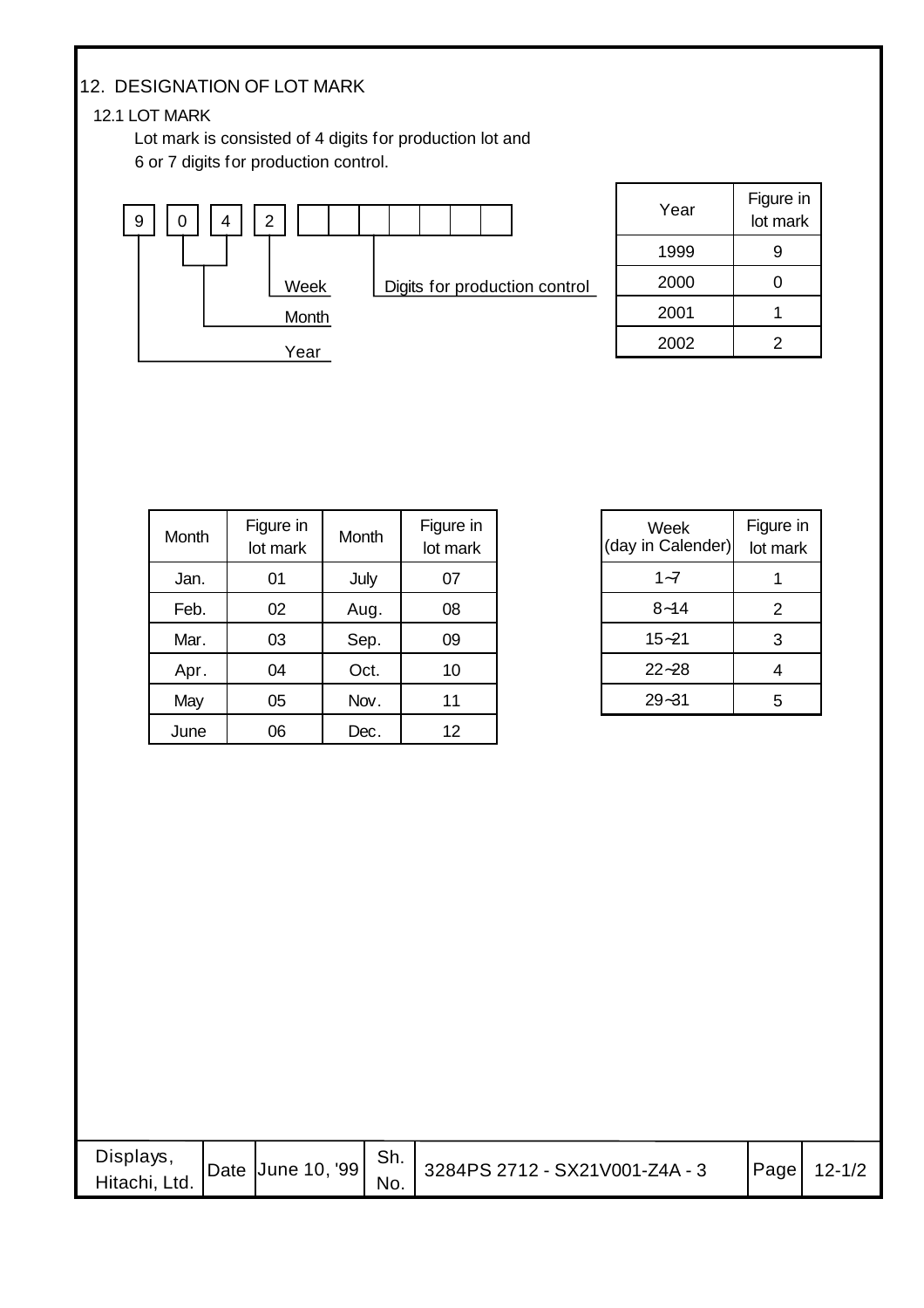## 12. DESIGNATION OF LOT MARK

### 12.1 LOT MARK

Lot mark is consisted of 4 digits for production lot and 6 or 7 digits for production control.

| 9 | 0 | 4 | 2 | | | | | | | |
|---|---|---|---|---|---|---|---|---|---|---|

- 9: Year
- 04: Month
- 2: Week
- Remaining boxes: Digits for production control

| Year | Figure in lot mark |
|---|---|
| 1999 | 9 |
| 2000 | 0 |
| 2001 | 1 |
| 2002 | 2 |

| Month | Figure in lot mark | Month | Figure in lot mark |
|---|---|---|---|
| Jan. | 01 | July | 07 |
| Feb. | 02 | Aug. | 08 |
| Mar. | 03 | Sep. | 09 |
| Apr. | 04 | Oct. | 10 |
| May | 05 | Nov. | 11 |
| June | 06 | Dec. | 12 |

| Week (day in Calender) | Figure in lot mark |
|---|---|
| 1~7 | 1 |
| 8~14 | 2 |
| 15~21 | 3 |
| 22~28 | 4 |
| 29~31 | 5 |

| Displays, Hitachi, Ltd. | Date | June 10, '99 | Sh. No. | 3284PS 2712 - SX21V001-Z4A - 3 | Page | 12-1/2 |
|---|---|---|---|---|---|---|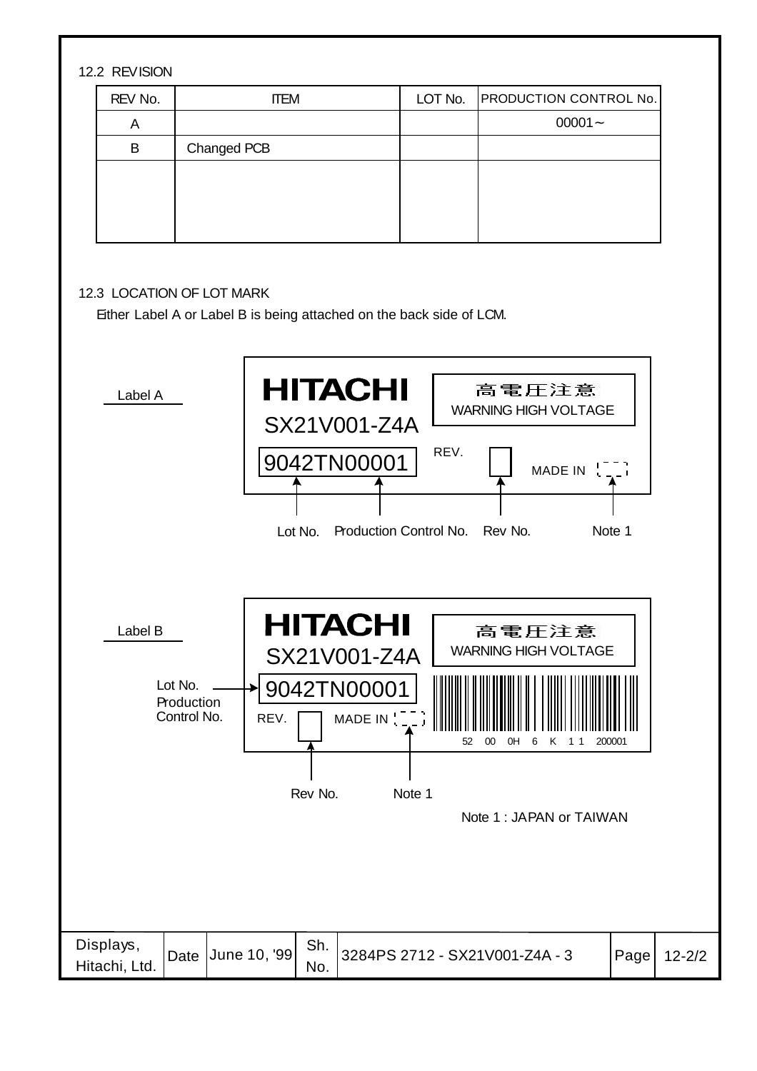12.2 REVISION

| REV No. | ITEM | LOT No. | PRODUCTION CONTROL No. |
|---|---|---|---|
| A | | | 00001～ |
| B | Changed PCB | | |
| | | | |

12.3 LOCATION OF LOT MARK

Either Label A or Label B is being attached on the back side of LCM.

Label A

HITACHI
SX21V001-Z4A
9042TN00001
REV.
高電圧注意
WARNING HIGH VOLTAGE
MADE IN

Lot No. Production Control No. Rev No. Note 1

Label B

HITACHI
SX21V001-Z4A
9042TN00001
REV. MADE IN
高電圧注意
WARNING HIGH VOLTAGE
52 00 0H 6 K 1 1 200001

Lot No.
Production Control No.

Rev No. Note 1

Note 1 : JAPAN or TAIWAN

| Displays, Hitachi, Ltd. | Date | June 10, '99 | Sh. No. | 3284PS 2712 - SX21V001-Z4A - 3 | Page | 12-2/2 |
|---|---|---|---|---|---|---|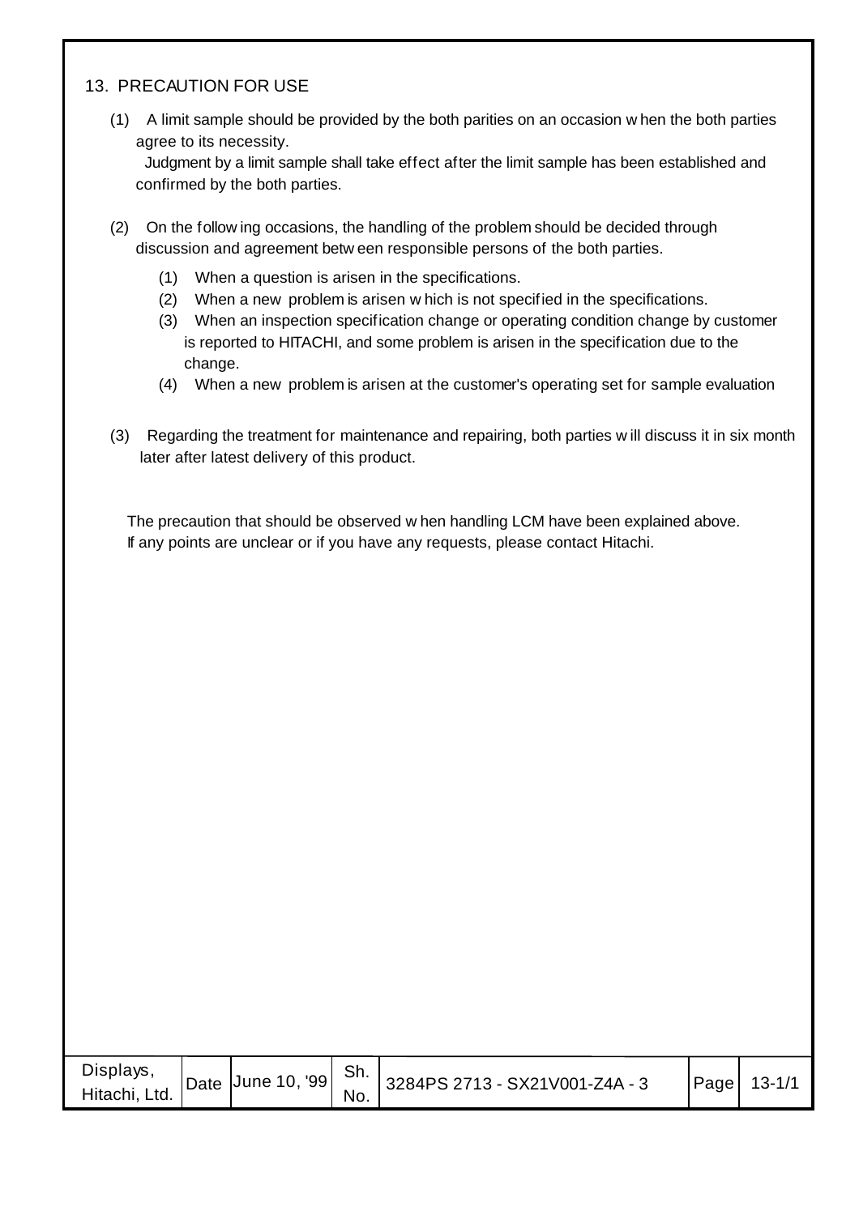## 13. PRECAUTION FOR USE

(1) A limit sample should be provided by the both parities on an occasion when the both parties agree to its necessity.
Judgment by a limit sample shall take effect after the limit sample has been established and confirmed by the both parties.

(2) On the following occasions, the handling of the problem should be decided through discussion and agreement between responsible persons of the both parties.

   (1) When a question is arisen in the specifications.
   (2) When a new problem is arisen which is not specified in the specifications.
   (3) When an inspection specification change or operating condition change by customer is reported to HITACHI, and some problem is arisen in the specification due to the change.
   (4) When a new problem is arisen at the customer's operating set for sample evaluation

(3) Regarding the treatment for maintenance and repairing, both parties will discuss it in six month later after latest delivery of this product.

The precaution that should be observed when handling LCM have been explained above.
If any points are unclear or if you have any requests, please contact Hitachi.